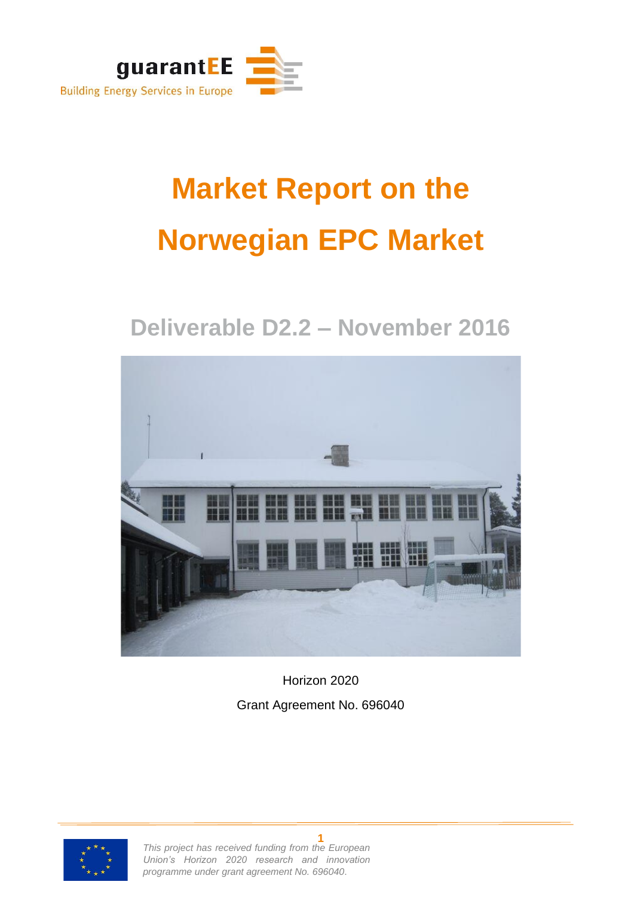guarantEE

Building Energy Services in Europe

# Market Report on the Norwegian EPC Market

## Deliverable D2.2 – November 2016

Horizon 2020

Grant Agreement No. 696040

*This project has received funding from the European Union's Horizon 2020 research and innovation programme under grant agreement No. 696040.*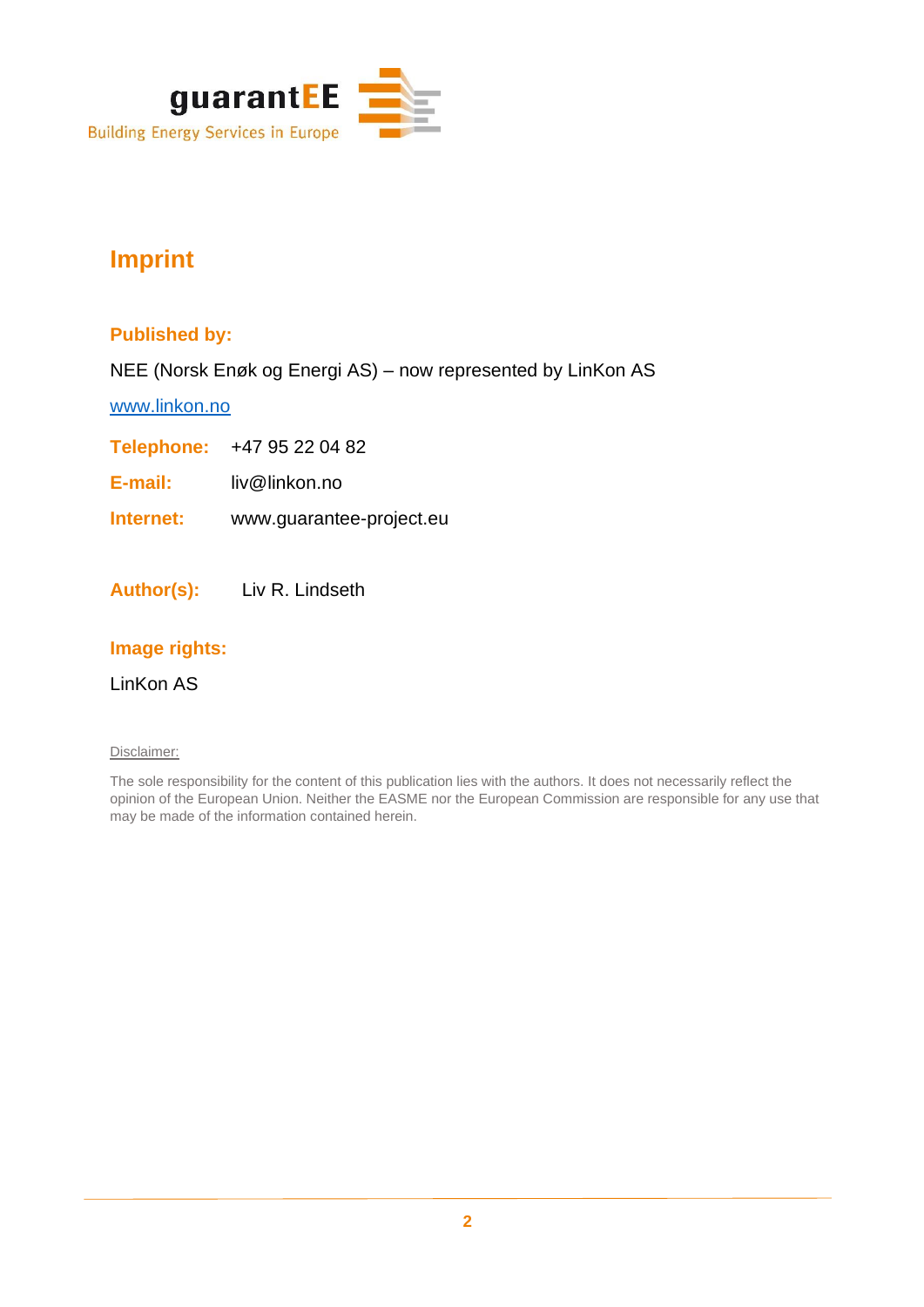guarantEE
Building Energy Services in Europe

# Imprint

**Published by:**

NEE (Norsk Enøk og Energi AS) – now represented by LinKon AS

www.linkon.no

**Telephone:** +47 95 22 04 82

**E-mail:** liv@linkon.no

**Internet:** www.guarantee-project.eu

**Author(s):** Liv R. Lindseth

**Image rights:**

LinKon AS

Disclaimer:

The sole responsibility for the content of this publication lies with the authors. It does not necessarily reflect the opinion of the European Union. Neither the EASME nor the European Commission are responsible for any use that may be made of the information contained herein.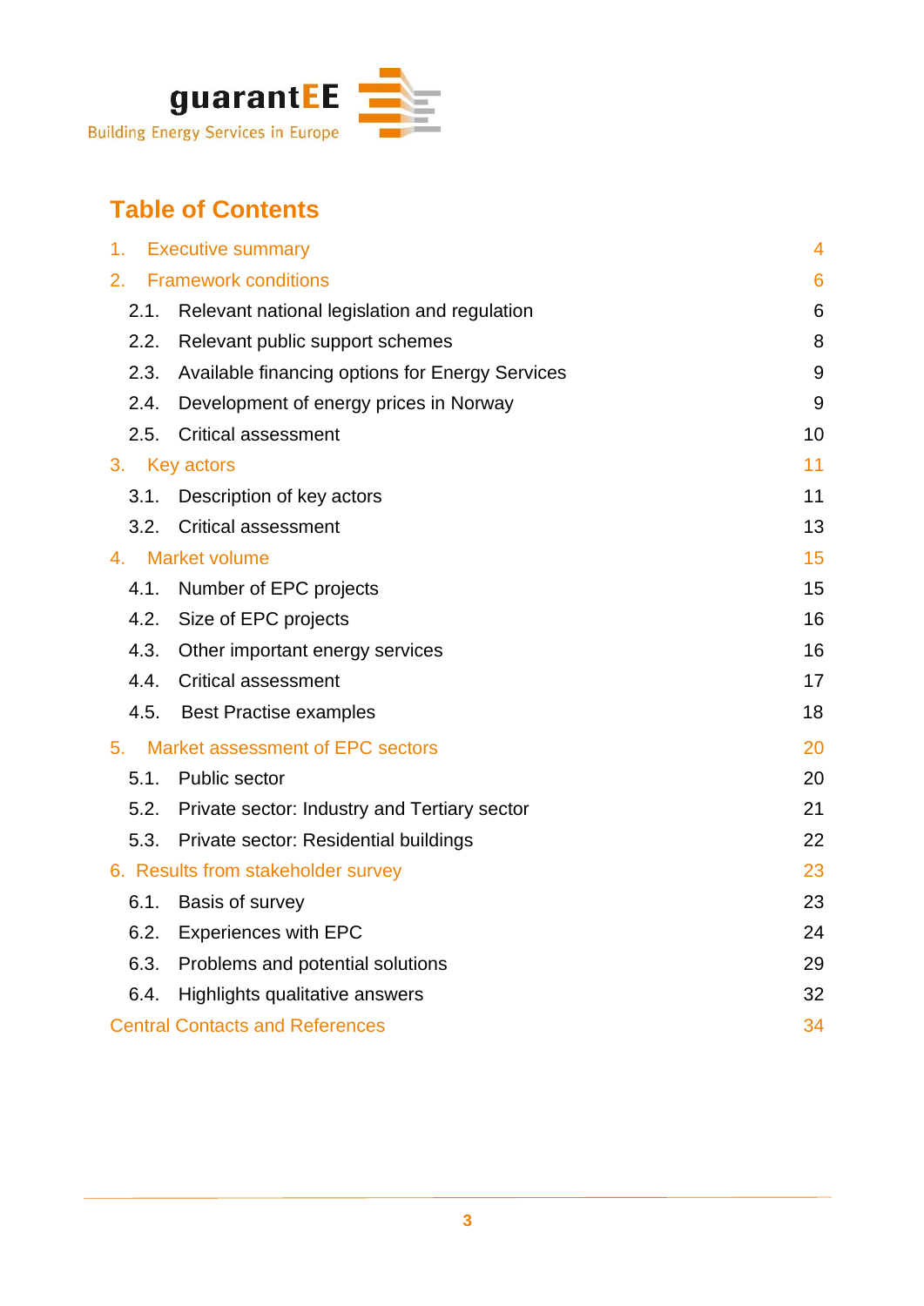guarantEE
Building Energy Services in Europe

# Table of Contents

| | | |
|---|---|---|
| 1. | Executive summary | 4 |
| 2. | Framework conditions | 6 |
| 2.1. | Relevant national legislation and regulation | 6 |
| 2.2. | Relevant public support schemes | 8 |
| 2.3. | Available financing options for Energy Services | 9 |
| 2.4. | Development of energy prices in Norway | 9 |
| 2.5. | Critical assessment | 10 |
| 3. | Key actors | 11 |
| 3.1. | Description of key actors | 11 |
| 3.2. | Critical assessment | 13 |
| 4. | Market volume | 15 |
| 4.1. | Number of EPC projects | 15 |
| 4.2. | Size of EPC projects | 16 |
| 4.3. | Other important energy services | 16 |
| 4.4. | Critical assessment | 17 |
| 4.5. | Best Practise examples | 18 |
| 5. | Market assessment of EPC sectors | 20 |
| 5.1. | Public sector | 20 |
| 5.2. | Private sector: Industry and Tertiary sector | 21 |
| 5.3. | Private sector: Residential buildings | 22 |
| 6. | Results from stakeholder survey | 23 |
| 6.1. | Basis of survey | 23 |
| 6.2. | Experiences with EPC | 24 |
| 6.3. | Problems and potential solutions | 29 |
| 6.4. | Highlights qualitative answers | 32 |
| | Central Contacts and References | 34 |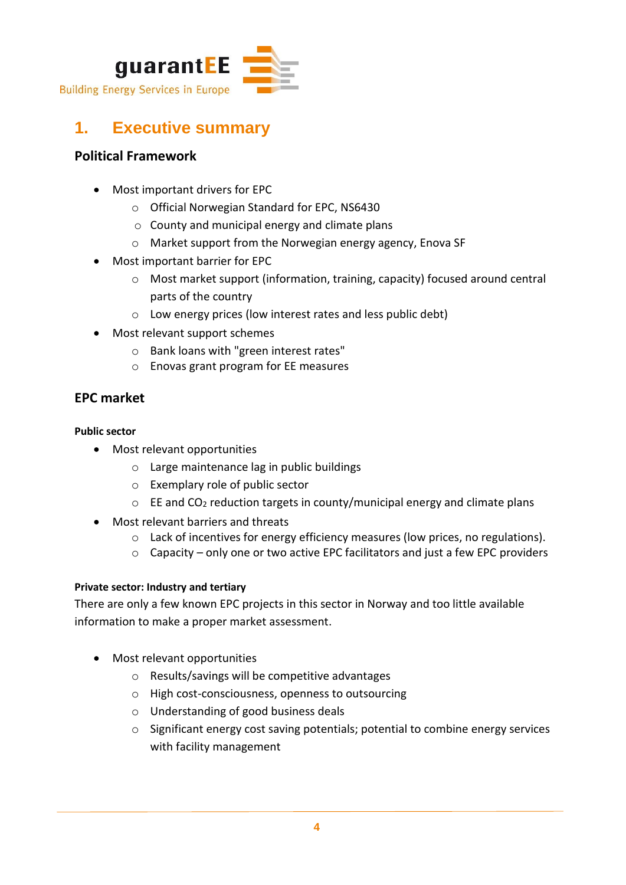# 1. Executive summary

## Political Framework

- Most important drivers for EPC
  - Official Norwegian Standard for EPC, NS6430
  - County and municipal energy and climate plans
  - Market support from the Norwegian energy agency, Enova SF
- Most important barrier for EPC
  - Most market support (information, training, capacity) focused around central parts of the country
  - Low energy prices (low interest rates and less public debt)
- Most relevant support schemes
  - Bank loans with "green interest rates"
  - Enovas grant program for EE measures

## EPC market

#### Public sector

- Most relevant opportunities
  - Large maintenance lag in public buildings
  - Exemplary role of public sector
  - EE and $CO_2$ reduction targets in county/municipal energy and climate plans
- Most relevant barriers and threats
  - Lack of incentives for energy efficiency measures (low prices, no regulations).
  - Capacity – only one or two active EPC facilitators and just a few EPC providers

#### Private sector: Industry and tertiary

There are only a few known EPC projects in this sector in Norway and too little available information to make a proper market assessment.

- Most relevant opportunities
  - Results/savings will be competitive advantages
  - High cost-consciousness, openness to outsourcing
  - Understanding of good business deals
  - Significant energy cost saving potentials; potential to combine energy services with facility management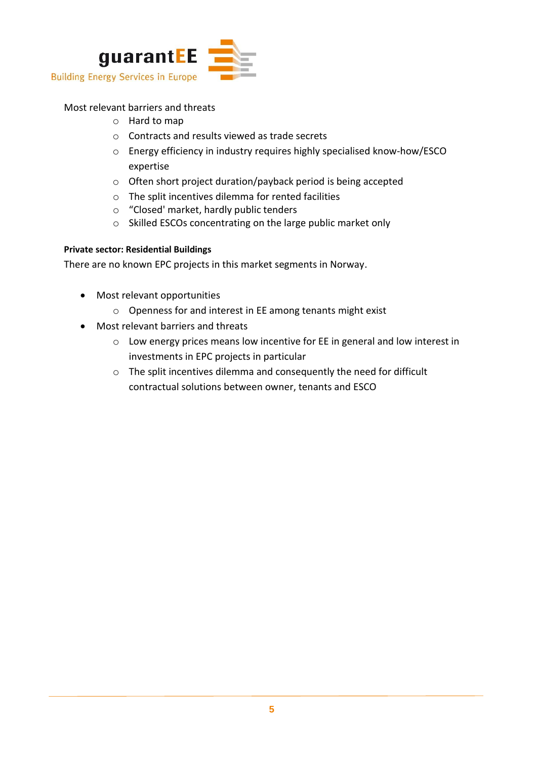Most relevant barriers and threats

  - Hard to map
  - Contracts and results viewed as trade secrets
  - Energy efficiency in industry requires highly specialised know-how/ESCO expertise
  - Often short project duration/payback period is being accepted
  - The split incentives dilemma for rented facilities
  - “Closed' market, hardly public tenders
  - Skilled ESCOs concentrating on the large public market only

**Private sector: Residential Buildings**

There are no known EPC projects in this market segments in Norway.

- Most relevant opportunities
  - Openness for and interest in EE among tenants might exist
- Most relevant barriers and threats
  - Low energy prices means low incentive for EE in general and low interest in investments in EPC projects in particular
  - The split incentives dilemma and consequently the need for difficult contractual solutions between owner, tenants and ESCO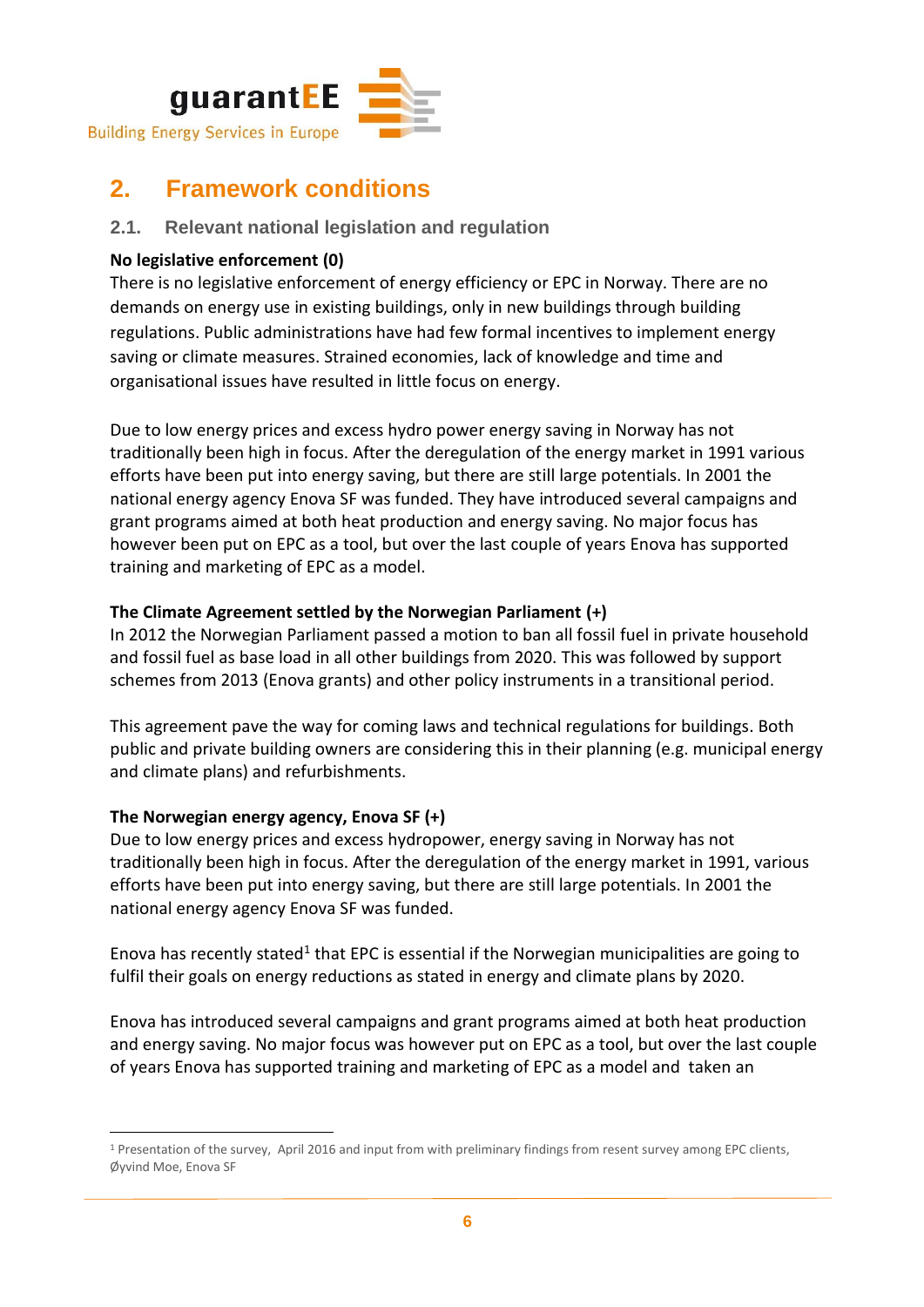## 2. Framework conditions

### 2.1. Relevant national legislation and regulation

**No legislative enforcement (0)**

There is no legislative enforcement of energy efficiency or EPC in Norway. There are no demands on energy use in existing buildings, only in new buildings through building regulations. Public administrations have had few formal incentives to implement energy saving or climate measures. Strained economies, lack of knowledge and time and organisational issues have resulted in little focus on energy.

Due to low energy prices and excess hydro power energy saving in Norway has not traditionally been high in focus. After the deregulation of the energy market in 1991 various efforts have been put into energy saving, but there are still large potentials. In 2001 the national energy agency Enova SF was funded. They have introduced several campaigns and grant programs aimed at both heat production and energy saving. No major focus has however been put on EPC as a tool, but over the last couple of years Enova has supported training and marketing of EPC as a model.

**The Climate Agreement settled by the Norwegian Parliament (+)**

In 2012 the Norwegian Parliament passed a motion to ban all fossil fuel in private household and fossil fuel as base load in all other buildings from 2020. This was followed by support schemes from 2013 (Enova grants) and other policy instruments in a transitional period.

This agreement pave the way for coming laws and technical regulations for buildings. Both public and private building owners are considering this in their planning (e.g. municipal energy and climate plans) and refurbishments.

**The Norwegian energy agency, Enova SF (+)**

Due to low energy prices and excess hydropower, energy saving in Norway has not traditionally been high in focus. After the deregulation of the energy market in 1991, various efforts have been put into energy saving, but there are still large potentials. In 2001 the national energy agency Enova SF was funded.

Enova has recently stated[1] that EPC is essential if the Norwegian municipalities are going to fulfil their goals on energy reductions as stated in energy and climate plans by 2020.

Enova has introduced several campaigns and grant programs aimed at both heat production and energy saving. No major focus was however put on EPC as a tool, but over the last couple of years Enova has supported training and marketing of EPC as a model and taken an

[1] Presentation of the survey, April 2016 and input from with preliminary findings from resent survey among EPC clients, Øyvind Moe, Enova SF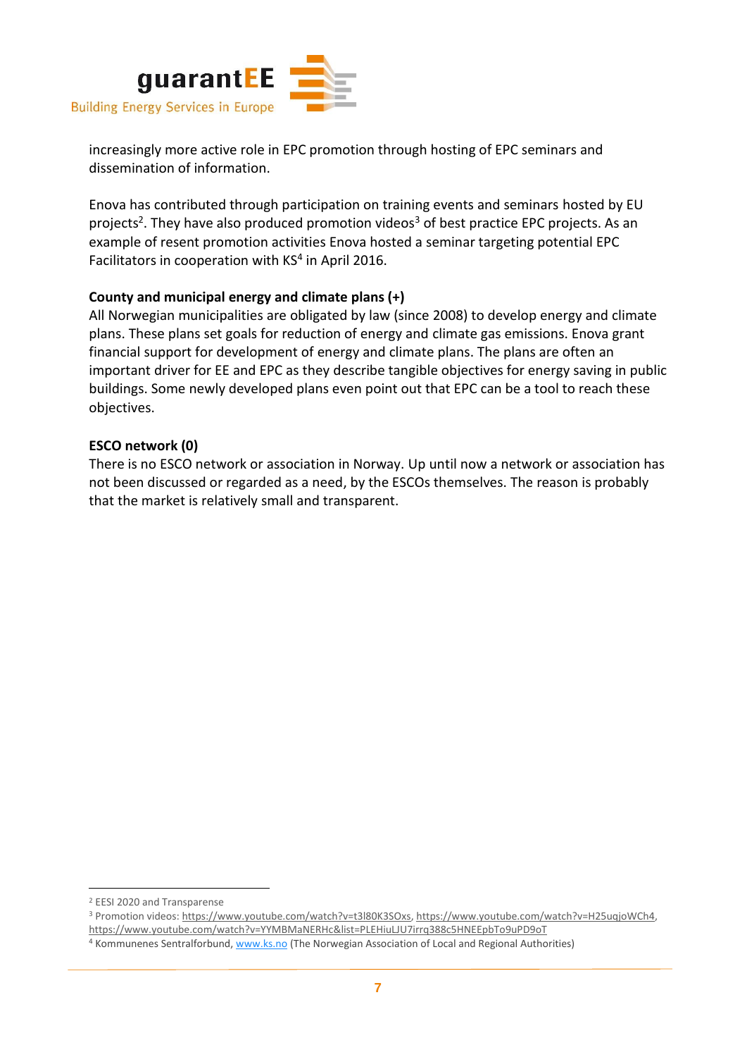increasingly more active role in EPC promotion through hosting of EPC seminars and dissemination of information.

Enova has contributed through participation on training events and seminars hosted by EU projects[2]. They have also produced promotion videos[3] of best practice EPC projects. As an example of resent promotion activities Enova hosted a seminar targeting potential EPC Facilitators in cooperation with KS[4] in April 2016.

**County and municipal energy and climate plans (+)**
All Norwegian municipalities are obligated by law (since 2008) to develop energy and climate plans. These plans set goals for reduction of energy and climate gas emissions. Enova grant financial support for development of energy and climate plans. The plans are often an important driver for EE and EPC as they describe tangible objectives for energy saving in public buildings. Some newly developed plans even point out that EPC can be a tool to reach these objectives.

**ESCO network (0)**
There is no ESCO network or association in Norway. Up until now a network or association has not been discussed or regarded as a need, by the ESCOs themselves. The reason is probably that the market is relatively small and transparent.

---

[2] EESI 2020 and Transparense

[3] Promotion videos: https://www.youtube.com/watch?v=t3l80K3SOxs, https://www.youtube.com/watch?v=H25uqjoWCh4, https://www.youtube.com/watch?v=YYMBMaNERHc&list=PLEHiuLJU7irrq388c5HNEEpbTo9uPD9oT

[4] Kommunenes Sentralforbund, www.ks.no (The Norwegian Association of Local and Regional Authorities)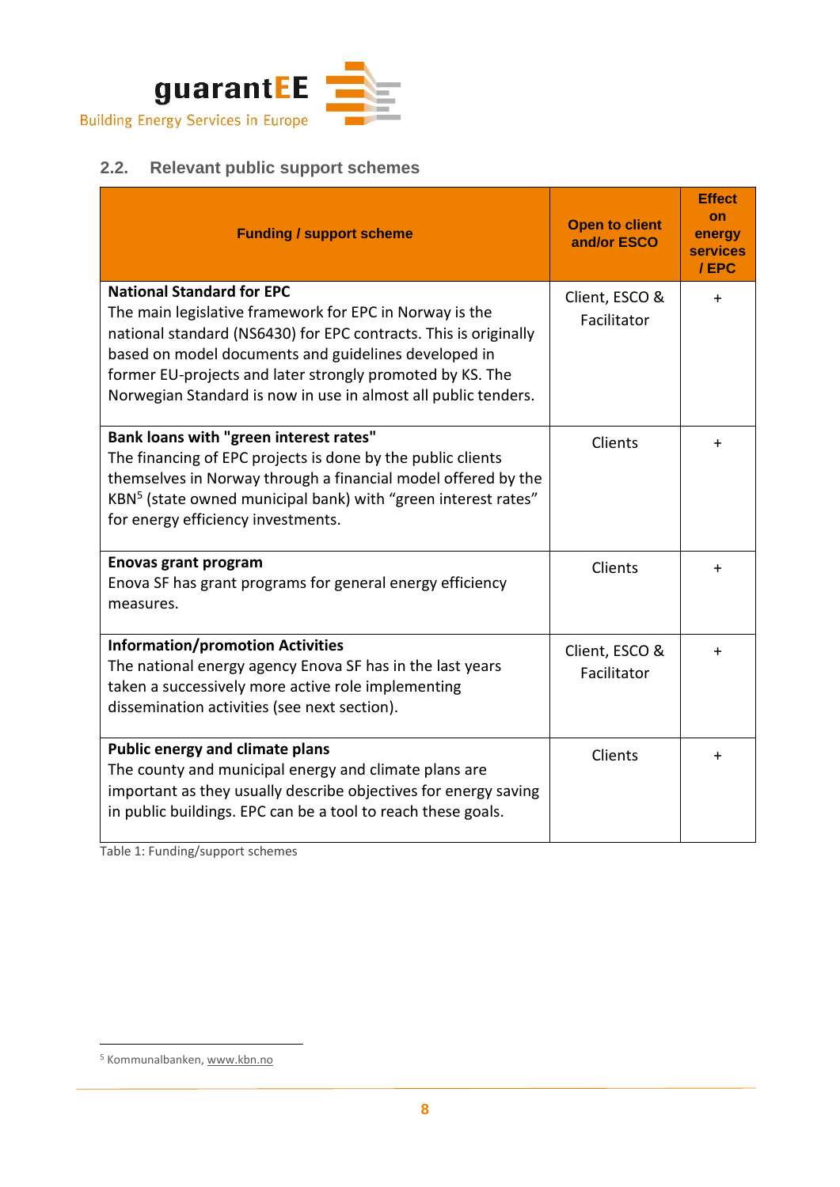## 2.2. Relevant public support schemes

| Funding / support scheme | Open to client and/or ESCO | Effect on energy services / EPC |
|---|---|---|
| **National Standard for EPC**<br>The main legislative framework for EPC in Norway is the national standard (NS6430) for EPC contracts. This is originally based on model documents and guidelines developed in former EU-projects and later strongly promoted by KS. The Norwegian Standard is now in use in almost all public tenders. | Client, ESCO & Facilitator | + |
| **Bank loans with "green interest rates"**<br>The financing of EPC projects is done by the public clients themselves in Norway through a financial model offered by the KBN[5] (state owned municipal bank) with "green interest rates" for energy efficiency investments. | Clients | + |
| **Enovas grant program**<br>Enova SF has grant programs for general energy efficiency measures. | Clients | + |
| **Information/promotion Activities**<br>The national energy agency Enova SF has in the last years taken a successively more active role implementing dissemination activities (see next section). | Client, ESCO & Facilitator | + |
| **Public energy and climate plans**<br>The county and municipal energy and climate plans are important as they usually describe objectives for energy saving in public buildings. EPC can be a tool to reach these goals. | Clients | + |

Table 1: Funding/support schemes

[5] Kommunalbanken, www.kbn.no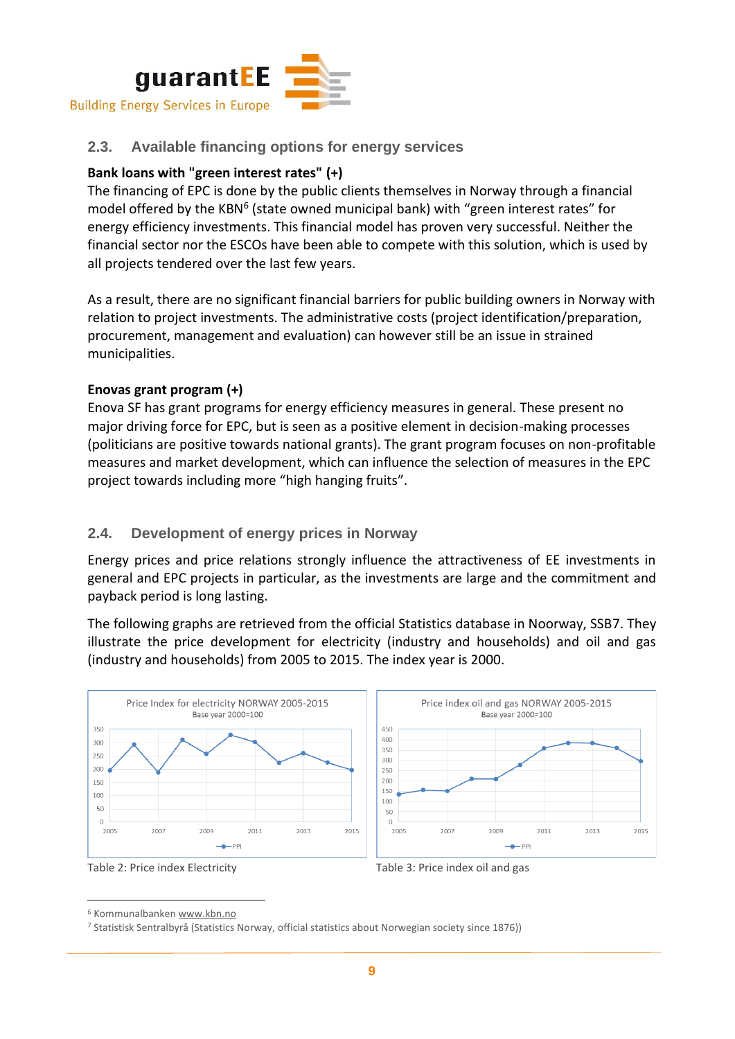## 2.3. Available financing options for energy services

**Bank loans with "green interest rates" (+)**

The financing of EPC is done by the public clients themselves in Norway through a financial model offered by the KBN[6] (state owned municipal bank) with "green interest rates" for energy efficiency investments. This financial model has proven very successful. Neither the financial sector nor the ESCOs have been able to compete with this solution, which is used by all projects tendered over the last few years.

As a result, there are no significant financial barriers for public building owners in Norway with relation to project investments. The administrative costs (project identification/preparation, procurement, management and evaluation) can however still be an issue in strained municipalities.

**Enovas grant program (+)**

Enova SF has grant programs for energy efficiency measures in general. These present no major driving force for EPC, but is seen as a positive element in decision-making processes (politicians are positive towards national grants). The grant program focuses on non-profitable measures and market development, which can influence the selection of measures in the EPC project towards including more "high hanging fruits".

## 2.4. Development of energy prices in Norway

Energy prices and price relations strongly influence the attractiveness of EE investments in general and EPC projects in particular, as the investments are large and the commitment and payback period is long lasting.

The following graphs are retrieved from the official Statistics database in Noorway, SSB7. They illustrate the price development for electricity (industry and households) and oil and gas (industry and households) from 2005 to 2015. The index year is 2000.

Price Index for electricity NORWAY 2005-2015
Base year 2000=100
0 50 100 150 200 250 300 350
2005 2007 2009 2011 2013 2015
PPI

Table 2: Price index Electricity

Price index oil and gas NORWAY 2005-2015
Base year 2000=100
0 50 100 150 200 250 300 350 400 450
2005 2007 2009 2011 2013 2015
PPI

Table 3: Price index oil and gas

---

[6] Kommunalbanken www.kbn.no

[7] Statistisk Sentralbyrå (Statistics Norway, official statistics about Norwegian society since 1876))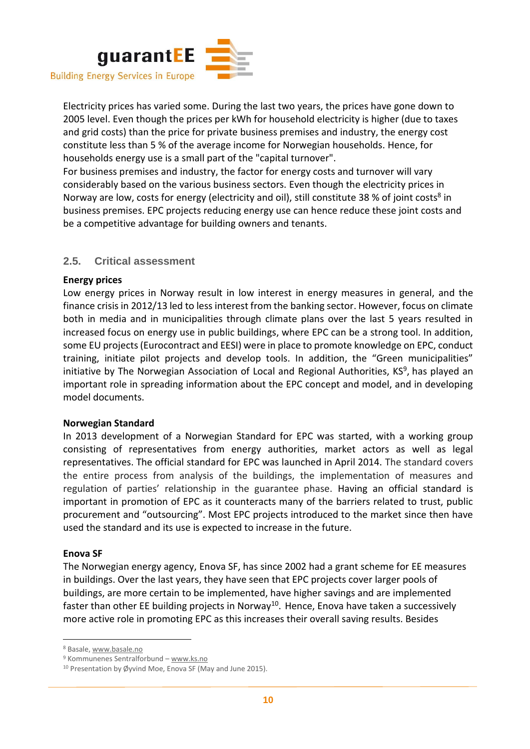Electricity prices has varied some. During the last two years, the prices have gone down to 2005 level. Even though the prices per kWh for household electricity is higher (due to taxes and grid costs) than the price for private business premises and industry, the energy cost constitute less than 5 % of the average income for Norwegian households. Hence, for households energy use is a small part of the "capital turnover".

For business premises and industry, the factor for energy costs and turnover will vary considerably based on the various business sectors. Even though the electricity prices in Norway are low, costs for energy (electricity and oil), still constitute 38 % of joint costs[8] in business premises. EPC projects reducing energy use can hence reduce these joint costs and be a competitive advantage for building owners and tenants.

## 2.5. Critical assessment

**Energy prices**

Low energy prices in Norway result in low interest in energy measures in general, and the finance crisis in 2012/13 led to less interest from the banking sector. However, focus on climate both in media and in municipalities through climate plans over the last 5 years resulted in increased focus on energy use in public buildings, where EPC can be a strong tool. In addition, some EU projects (Eurocontract and EESI) were in place to promote knowledge on EPC, conduct training, initiate pilot projects and develop tools. In addition, the "Green municipalities" initiative by The Norwegian Association of Local and Regional Authorities, KS[9], has played an important role in spreading information about the EPC concept and model, and in developing model documents.

**Norwegian Standard**

In 2013 development of a Norwegian Standard for EPC was started, with a working group consisting of representatives from energy authorities, market actors as well as legal representatives. The official standard for EPC was launched in April 2014. The standard covers the entire process from analysis of the buildings, the implementation of measures and regulation of parties' relationship in the guarantee phase. Having an official standard is important in promotion of EPC as it counteracts many of the barriers related to trust, public procurement and "outsourcing". Most EPC projects introduced to the market since then have used the standard and its use is expected to increase in the future.

**Enova SF**

The Norwegian energy agency, Enova SF, has since 2002 had a grant scheme for EE measures in buildings. Over the last years, they have seen that EPC projects cover larger pools of buildings, are more certain to be implemented, have higher savings and are implemented faster than other EE building projects in Norway[10]. Hence, Enova have taken a successively more active role in promoting EPC as this increases their overall saving results. Besides

---

[8] Basale, www.basale.no

[9] Kommunenes Sentralforbund – www.ks.no

[10] Presentation by Øyvind Moe, Enova SF (May and June 2015).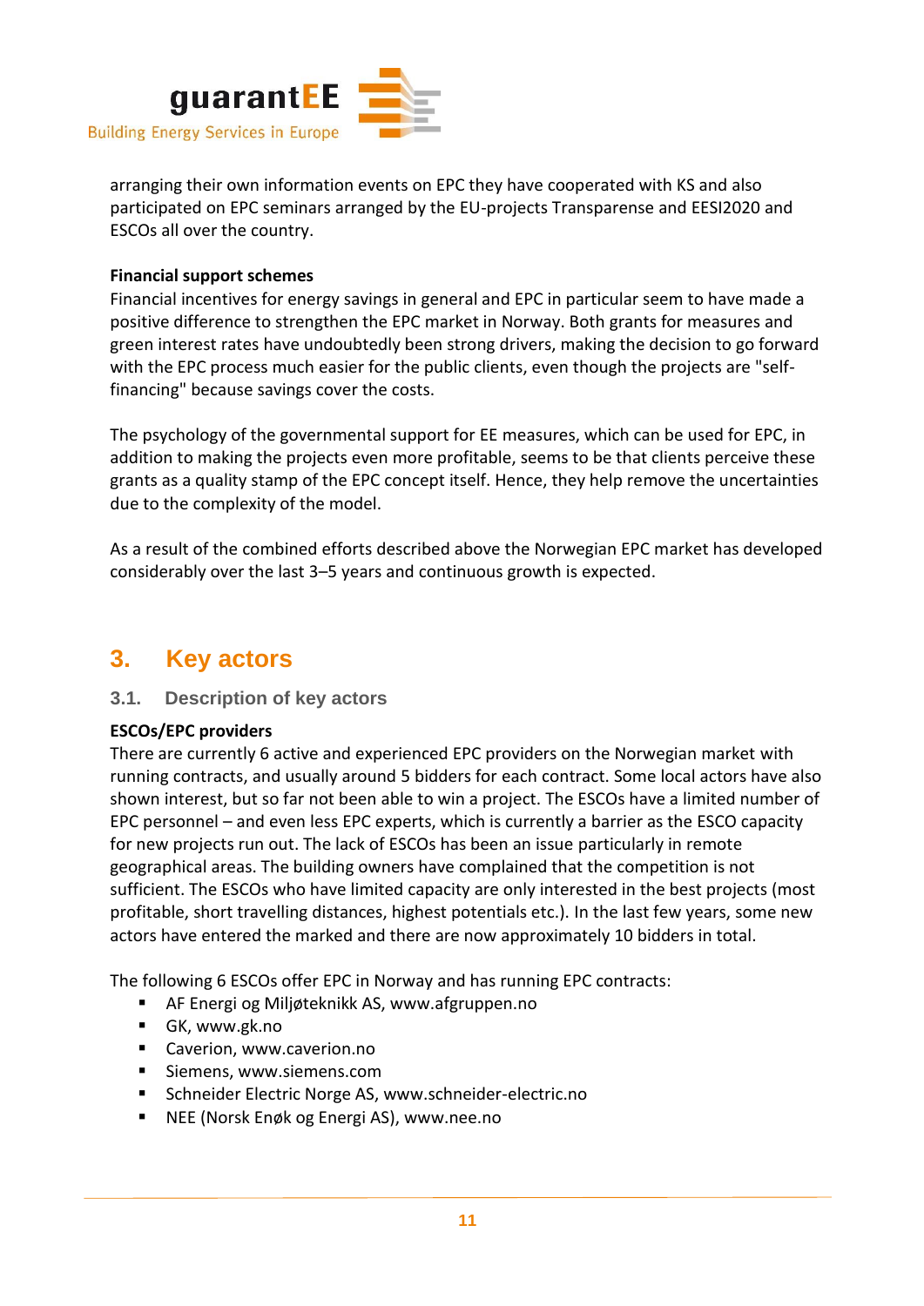arranging their own information events on EPC they have cooperated with KS and also participated on EPC seminars arranged by the EU-projects Transparense and EESI2020 and ESCOs all over the country.

**Financial support schemes**

Financial incentives for energy savings in general and EPC in particular seem to have made a positive difference to strengthen the EPC market in Norway. Both grants for measures and green interest rates have undoubtedly been strong drivers, making the decision to go forward with the EPC process much easier for the public clients, even though the projects are "self-financing" because savings cover the costs.

The psychology of the governmental support for EE measures, which can be used for EPC, in addition to making the projects even more profitable, seems to be that clients perceive these grants as a quality stamp of the EPC concept itself. Hence, they help remove the uncertainties due to the complexity of the model.

As a result of the combined efforts described above the Norwegian EPC market has developed considerably over the last 3–5 years and continuous growth is expected.

# 3. Key actors

## 3.1. Description of key actors

**ESCOs/EPC providers**

There are currently 6 active and experienced EPC providers on the Norwegian market with running contracts, and usually around 5 bidders for each contract. Some local actors have also shown interest, but so far not been able to win a project. The ESCOs have a limited number of EPC personnel – and even less EPC experts, which is currently a barrier as the ESCO capacity for new projects run out. The lack of ESCOs has been an issue particularly in remote geographical areas. The building owners have complained that the competition is not sufficient. The ESCOs who have limited capacity are only interested in the best projects (most profitable, short travelling distances, highest potentials etc.). In the last few years, some new actors have entered the marked and there are now approximately 10 bidders in total.

The following 6 ESCOs offer EPC in Norway and has running EPC contracts:

- AF Energi og Miljøteknikk AS, www.afgruppen.no
- GK, www.gk.no
- Caverion, www.caverion.no
- Siemens, www.siemens.com
- Schneider Electric Norge AS, www.schneider-electric.no
- NEE (Norsk Enøk og Energi AS), www.nee.no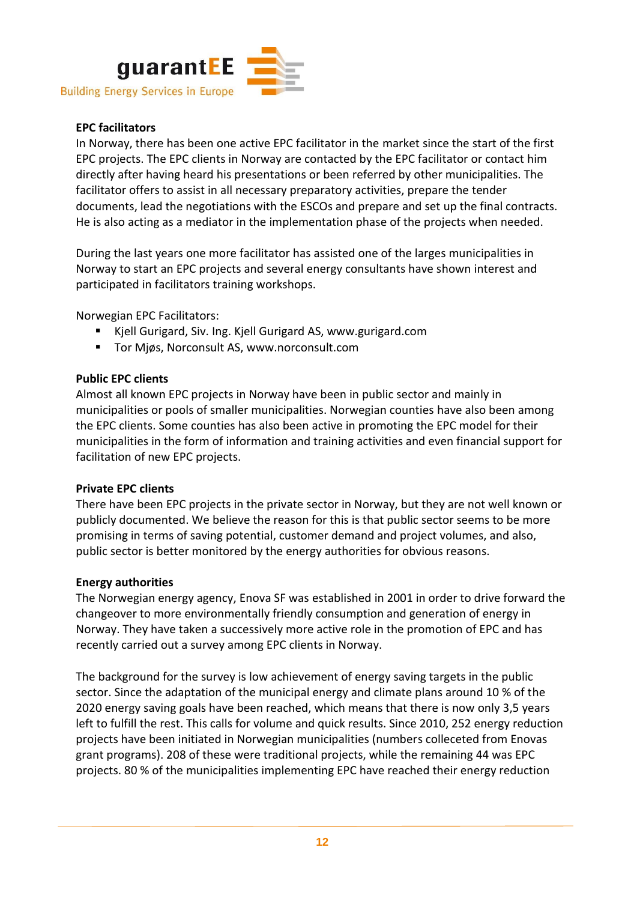**EPC facilitators**

In Norway, there has been one active EPC facilitator in the market since the start of the first EPC projects. The EPC clients in Norway are contacted by the EPC facilitator or contact him directly after having heard his presentations or been referred by other municipalities. The facilitator offers to assist in all necessary preparatory activities, prepare the tender documents, lead the negotiations with the ESCOs and prepare and set up the final contracts. He is also acting as a mediator in the implementation phase of the projects when needed.

During the last years one more facilitator has assisted one of the larges municipalities in Norway to start an EPC projects and several energy consultants have shown interest and participated in facilitators training workshops.

Norwegian EPC Facilitators:

- Kjell Gurigard, Siv. Ing. Kjell Gurigard AS, www.gurigard.com
- Tor Mjøs, Norconsult AS, www.norconsult.com

**Public EPC clients**

Almost all known EPC projects in Norway have been in public sector and mainly in municipalities or pools of smaller municipalities. Norwegian counties have also been among the EPC clients. Some counties has also been active in promoting the EPC model for their municipalities in the form of information and training activities and even financial support for facilitation of new EPC projects.

**Private EPC clients**

There have been EPC projects in the private sector in Norway, but they are not well known or publicly documented. We believe the reason for this is that public sector seems to be more promising in terms of saving potential, customer demand and project volumes, and also, public sector is better monitored by the energy authorities for obvious reasons.

**Energy authorities**

The Norwegian energy agency, Enova SF was established in 2001 in order to drive forward the changeover to more environmentally friendly consumption and generation of energy in Norway. They have taken a successively more active role in the promotion of EPC and has recently carried out a survey among EPC clients in Norway.

The background for the survey is low achievement of energy saving targets in the public sector. Since the adaptation of the municipal energy and climate plans around 10 % of the 2020 energy saving goals have been reached, which means that there is now only 3,5 years left to fulfill the rest. This calls for volume and quick results. Since 2010, 252 energy reduction projects have been initiated in Norwegian municipalities (numbers colleceted from Enovas grant programs). 208 of these were traditional projects, while the remaining 44 was EPC projects. 80 % of the municipalities implementing EPC have reached their energy reduction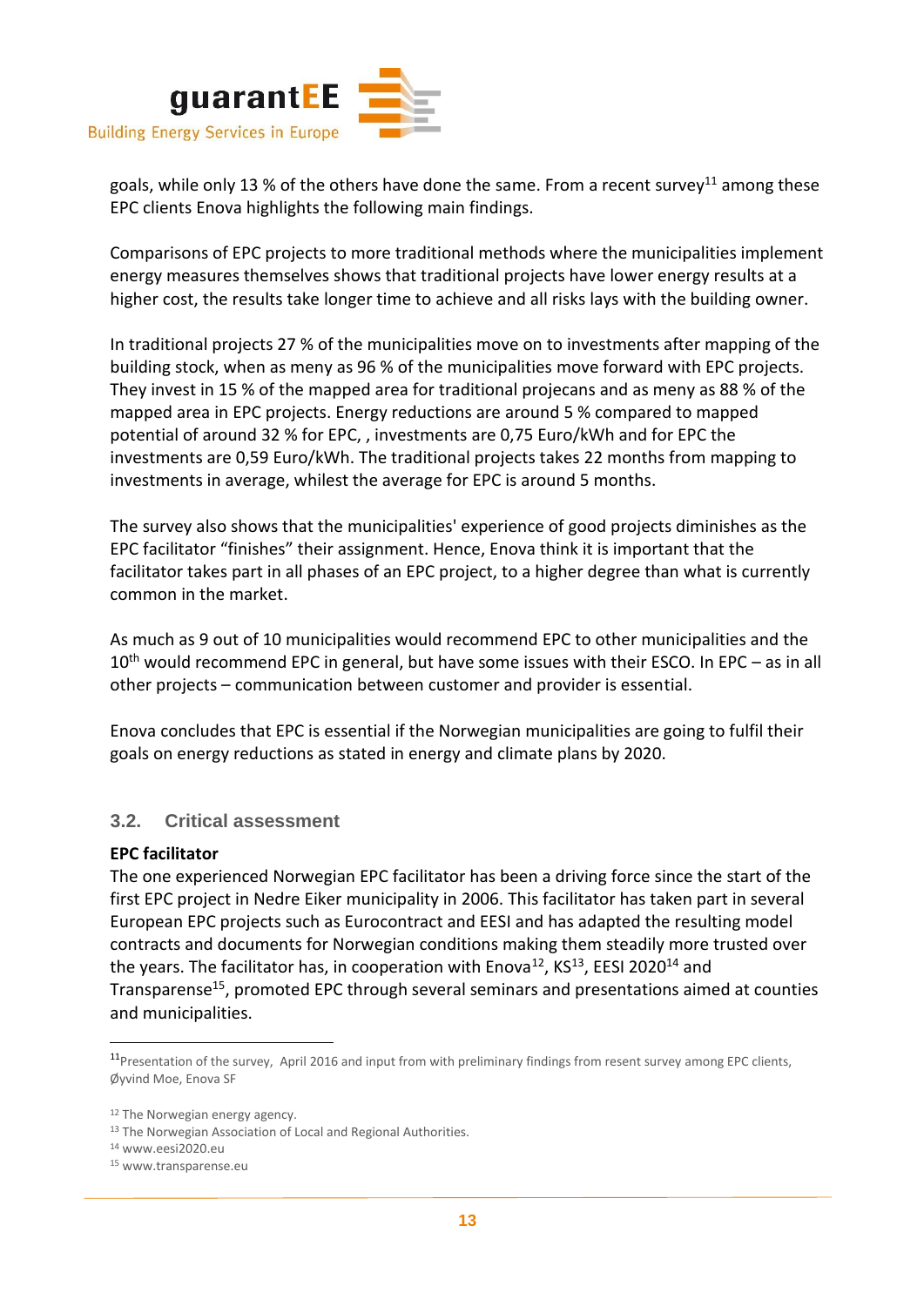goals, while only 13 % of the others have done the same. From a recent survey[11] among these EPC clients Enova highlights the following main findings.

Comparisons of EPC projects to more traditional methods where the municipalities implement energy measures themselves shows that traditional projects have lower energy results at a higher cost, the results take longer time to achieve and all risks lays with the building owner.

In traditional projects 27 % of the municipalities move on to investments after mapping of the building stock, when as meny as 96 % of the municipalities move forward with EPC projects. They invest in 15 % of the mapped area for traditional projecans and as meny as 88 % of the mapped area in EPC projects. Energy reductions are around 5 % compared to mapped potential of around 32 % for EPC, , investments are 0,75 Euro/kWh and for EPC the investments are 0,59 Euro/kWh. The traditional projects takes 22 months from mapping to investments in average, whilest the average for EPC is around 5 months.

The survey also shows that the municipalities' experience of good projects diminishes as the EPC facilitator "finishes" their assignment. Hence, Enova think it is important that the facilitator takes part in all phases of an EPC project, to a higher degree than what is currently common in the market.

As much as 9 out of 10 municipalities would recommend EPC to other municipalities and the 10th would recommend EPC in general, but have some issues with their ESCO. In EPC – as in all other projects – communication between customer and provider is essential.

Enova concludes that EPC is essential if the Norwegian municipalities are going to fulfil their goals on energy reductions as stated in energy and climate plans by 2020.

## 3.2. Critical assessment

**EPC facilitator**

The one experienced Norwegian EPC facilitator has been a driving force since the start of the first EPC project in Nedre Eiker municipality in 2006. This facilitator has taken part in several European EPC projects such as Eurocontract and EESI and has adapted the resulting model contracts and documents for Norwegian conditions making them steadily more trusted over the years. The facilitator has, in cooperation with Enova[12], KS[13], EESI 2020[14] and Transparense[15], promoted EPC through several seminars and presentations aimed at counties and municipalities.

---

[11] Presentation of the survey, April 2016 and input from with preliminary findings from resent survey among EPC clients, Øyvind Moe, Enova SF

[12] The Norwegian energy agency.

[13] The Norwegian Association of Local and Regional Authorities.

[14] www.eesi2020.eu

[15] www.transparense.eu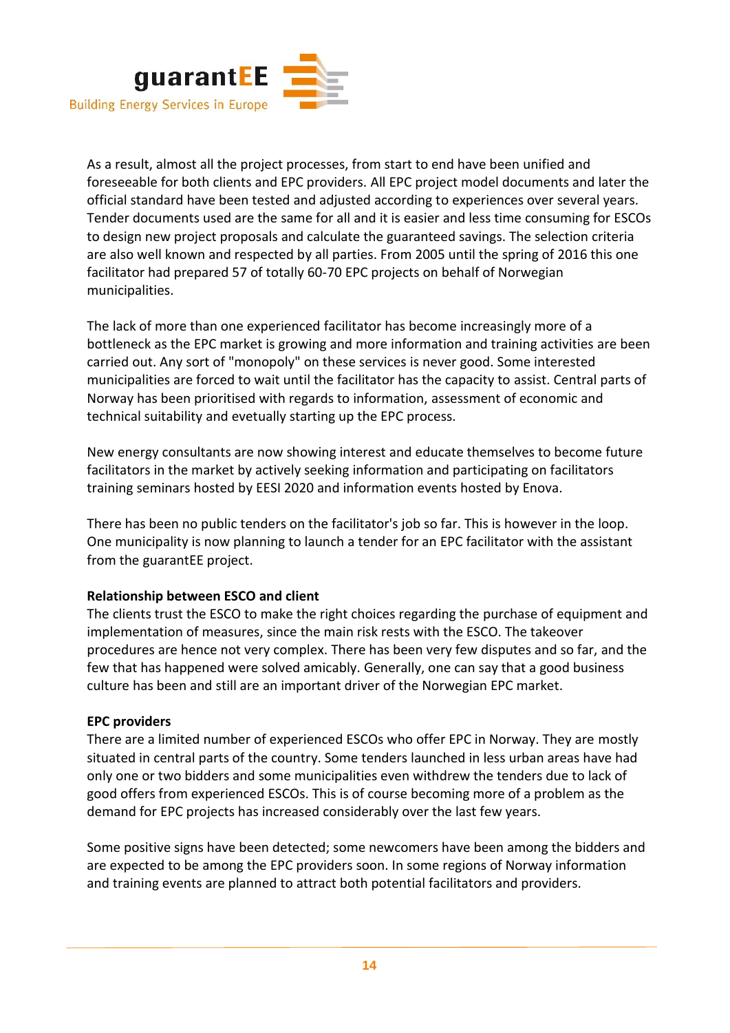As a result, almost all the project processes, from start to end have been unified and foreseeable for both clients and EPC providers. All EPC project model documents and later the official standard have been tested and adjusted according to experiences over several years. Tender documents used are the same for all and it is easier and less time consuming for ESCOs to design new project proposals and calculate the guaranteed savings. The selection criteria are also well known and respected by all parties. From 2005 until the spring of 2016 this one facilitator had prepared 57 of totally 60-70 EPC projects on behalf of Norwegian municipalities.

The lack of more than one experienced facilitator has become increasingly more of a bottleneck as the EPC market is growing and more information and training activities are been carried out. Any sort of "monopoly" on these services is never good. Some interested municipalities are forced to wait until the facilitator has the capacity to assist. Central parts of Norway has been prioritised with regards to information, assessment of economic and technical suitability and evetually starting up the EPC process.

New energy consultants are now showing interest and educate themselves to become future facilitators in the market by actively seeking information and participating on facilitators training seminars hosted by EESI 2020 and information events hosted by Enova.

There has been no public tenders on the facilitator's job so far. This is however in the loop. One municipality is now planning to launch a tender for an EPC facilitator with the assistant from the guarantEE project.

**Relationship between ESCO and client**

The clients trust the ESCO to make the right choices regarding the purchase of equipment and implementation of measures, since the main risk rests with the ESCO. The takeover procedures are hence not very complex. There has been very few disputes and so far, and the few that has happened were solved amicably. Generally, one can say that a good business culture has been and still are an important driver of the Norwegian EPC market.

**EPC providers**

There are a limited number of experienced ESCOs who offer EPC in Norway. They are mostly situated in central parts of the country. Some tenders launched in less urban areas have had only one or two bidders and some municipalities even withdrew the tenders due to lack of good offers from experienced ESCOs. This is of course becoming more of a problem as the demand for EPC projects has increased considerably over the last few years.

Some positive signs have been detected; some newcomers have been among the bidders and are expected to be among the EPC providers soon. In some regions of Norway information and training events are planned to attract both potential facilitators and providers.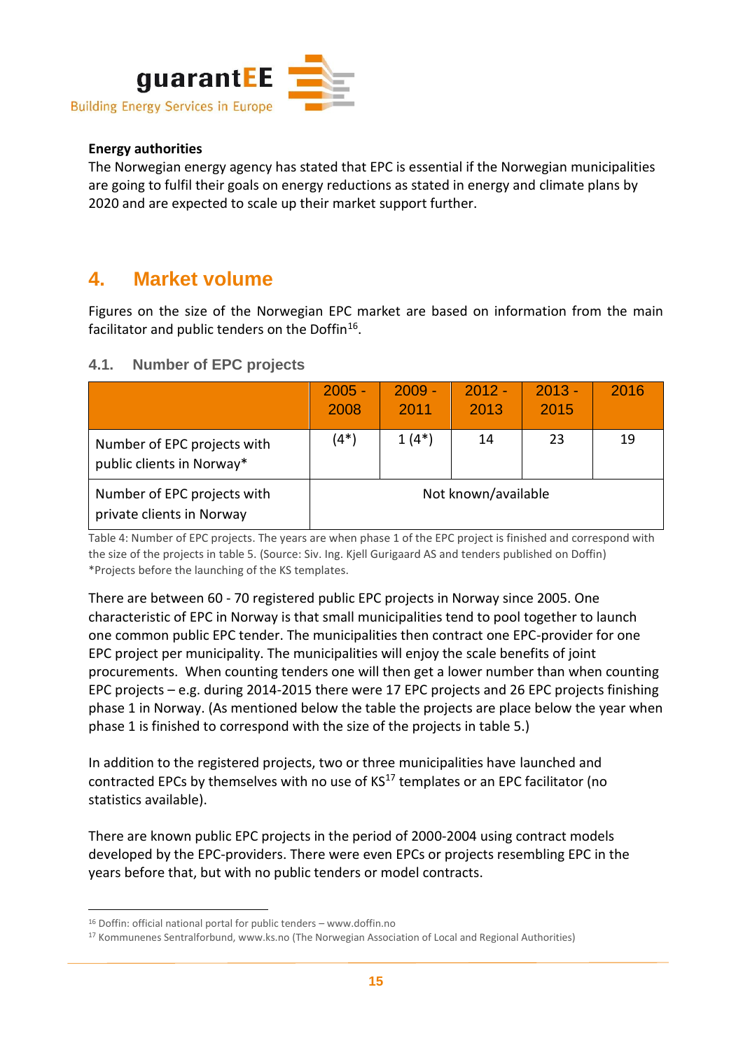**Energy authorities**

The Norwegian energy agency has stated that EPC is essential if the Norwegian municipalities are going to fulfil their goals on energy reductions as stated in energy and climate plans by 2020 and are expected to scale up their market support further.

# 4. Market volume

Figures on the size of the Norwegian EPC market are based on information from the main facilitator and public tenders on the Doffin[16].

## 4.1. Number of EPC projects

| | 2005 - 2008 | 2009 - 2011 | 2012 - 2013 | 2013 - 2015 | 2016 |
|---|---|---|---|---|---|
| Number of EPC projects with public clients in Norway* | (4*) | 1 (4*) | 14 | 23 | 19 |
| Number of EPC projects with private clients in Norway | Not known/available | | | | |

Table 4: Number of EPC projects. The years are when phase 1 of the EPC project is finished and correspond with the size of the projects in table 5. (Source: Siv. Ing. Kjell Gurigaard AS and tenders published on Doffin)
*Projects before the launching of the KS templates.

There are between 60 - 70 registered public EPC projects in Norway since 2005. One characteristic of EPC in Norway is that small municipalities tend to pool together to launch one common public EPC tender. The municipalities then contract one EPC-provider for one EPC project per municipality. The municipalities will enjoy the scale benefits of joint procurements. When counting tenders one will then get a lower number than when counting EPC projects – e.g. during 2014-2015 there were 17 EPC projects and 26 EPC projects finishing phase 1 in Norway. (As mentioned below the table the projects are place below the year when phase 1 is finished to correspond with the size of the projects in table 5.)

In addition to the registered projects, two or three municipalities have launched and contracted EPCs by themselves with no use of KS[17] templates or an EPC facilitator (no statistics available).

There are known public EPC projects in the period of 2000-2004 using contract models developed by the EPC-providers. There were even EPCs or projects resembling EPC in the years before that, but with no public tenders or model contracts.

[16] Doffin: official national portal for public tenders – www.doffin.no
[17] Kommunenes Sentralforbund, www.ks.no (The Norwegian Association of Local and Regional Authorities)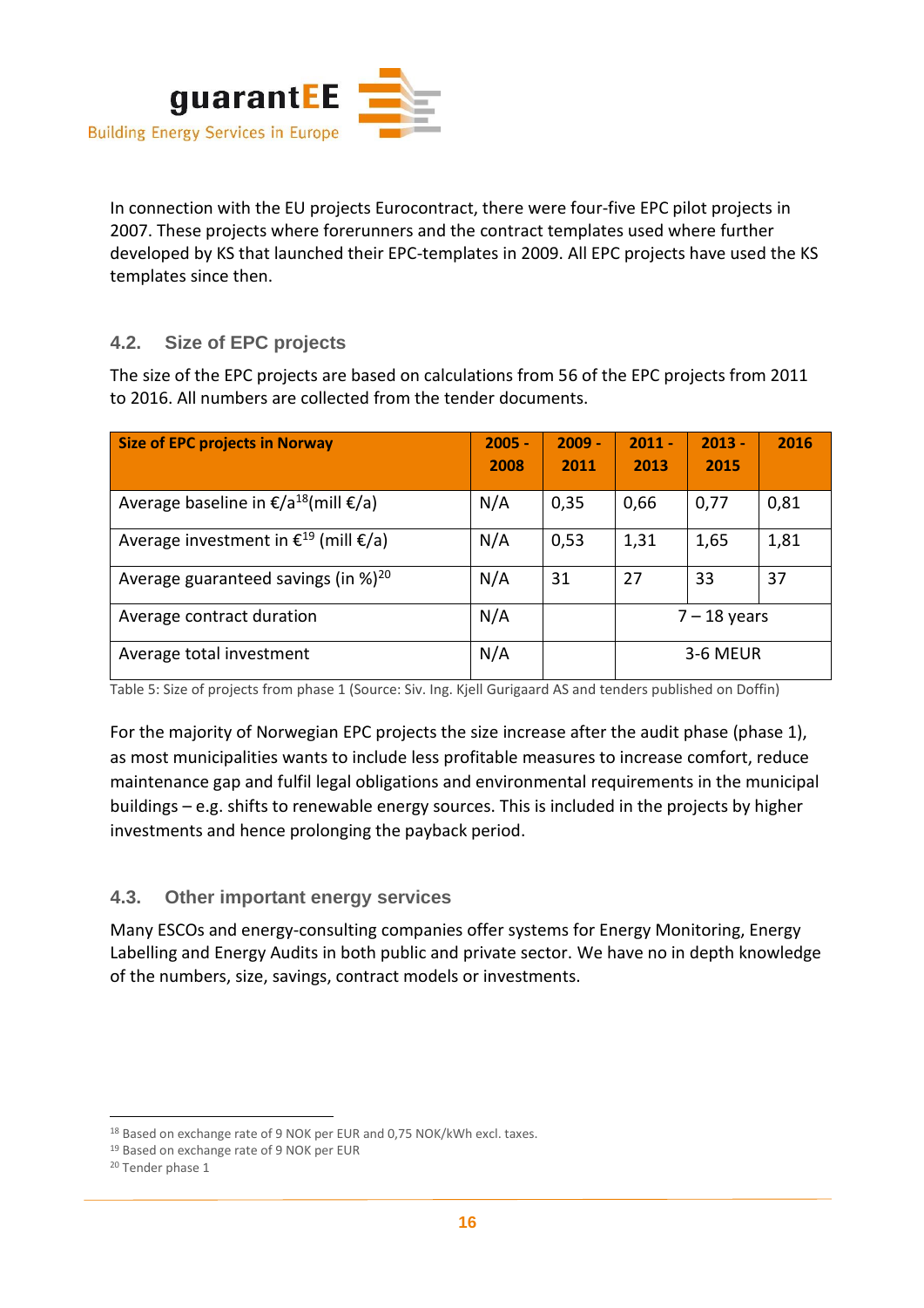In connection with the EU projects Eurocontract, there were four-five EPC pilot projects in 2007. These projects where forerunners and the contract templates used where further developed by KS that launched their EPC-templates in 2009. All EPC projects have used the KS templates since then.

### 4.2. Size of EPC projects

The size of the EPC projects are based on calculations from 56 of the EPC projects from 2011 to 2016. All numbers are collected from the tender documents.

| Size of EPC projects in Norway | 2005 - 2008 | 2009 - 2011 | 2011 - 2013 | 2013 - 2015 | 2016 |
|---|---|---|---|---|---|
| Average baseline in €/a[18](mill €/a) | N/A | 0,35 | 0,66 | 0,77 | 0,81 |
| Average investment in €[19] (mill €/a) | N/A | 0,53 | 1,31 | 1,65 | 1,81 |
| Average guaranteed savings (in %)[20] | N/A | 31 | 27 | 33 | 37 |
| Average contract duration | N/A | | 7 – 18 years | | |
| Average total investment | N/A | | 3-6 MEUR | | |

Table 5: Size of projects from phase 1 (Source: Siv. Ing. Kjell Gurigaard AS and tenders published on Doffin)

For the majority of Norwegian EPC projects the size increase after the audit phase (phase 1), as most municipalities wants to include less profitable measures to increase comfort, reduce maintenance gap and fulfil legal obligations and environmental requirements in the municipal buildings – e.g. shifts to renewable energy sources. This is included in the projects by higher investments and hence prolonging the payback period.

### 4.3. Other important energy services

Many ESCOs and energy-consulting companies offer systems for Energy Monitoring, Energy Labelling and Energy Audits in both public and private sector. We have no in depth knowledge of the numbers, size, savings, contract models or investments.

---

[18] Based on exchange rate of 9 NOK per EUR and 0,75 NOK/kWh excl. taxes.

[19] Based on exchange rate of 9 NOK per EUR

[20] Tender phase 1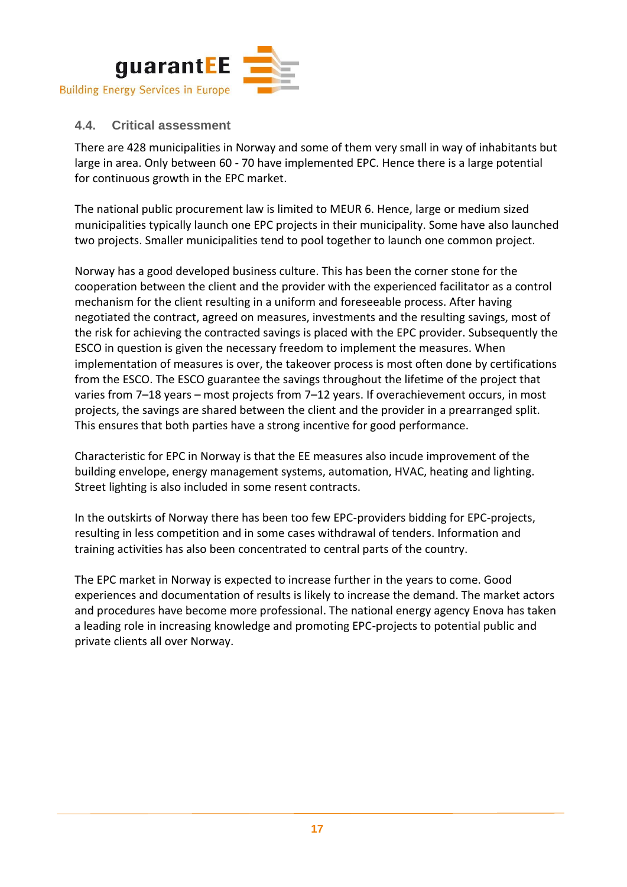### 4.4. Critical assessment

There are 428 municipalities in Norway and some of them very small in way of inhabitants but large in area. Only between 60 - 70 have implemented EPC. Hence there is a large potential for continuous growth in the EPC market.

The national public procurement law is limited to MEUR 6. Hence, large or medium sized municipalities typically launch one EPC projects in their municipality. Some have also launched two projects. Smaller municipalities tend to pool together to launch one common project.

Norway has a good developed business culture. This has been the corner stone for the cooperation between the client and the provider with the experienced facilitator as a control mechanism for the client resulting in a uniform and foreseeable process. After having negotiated the contract, agreed on measures, investments and the resulting savings, most of the risk for achieving the contracted savings is placed with the EPC provider. Subsequently the ESCO in question is given the necessary freedom to implement the measures. When implementation of measures is over, the takeover process is most often done by certifications from the ESCO. The ESCO guarantee the savings throughout the lifetime of the project that varies from 7–18 years – most projects from 7–12 years. If overachievement occurs, in most projects, the savings are shared between the client and the provider in a prearranged split. This ensures that both parties have a strong incentive for good performance.

Characteristic for EPC in Norway is that the EE measures also incude improvement of the building envelope, energy management systems, automation, HVAC, heating and lighting. Street lighting is also included in some resent contracts.

In the outskirts of Norway there has been too few EPC-providers bidding for EPC-projects, resulting in less competition and in some cases withdrawal of tenders. Information and training activities has also been concentrated to central parts of the country.

The EPC market in Norway is expected to increase further in the years to come. Good experiences and documentation of results is likely to increase the demand. The market actors and procedures have become more professional. The national energy agency Enova has taken a leading role in increasing knowledge and promoting EPC-projects to potential public and private clients all over Norway.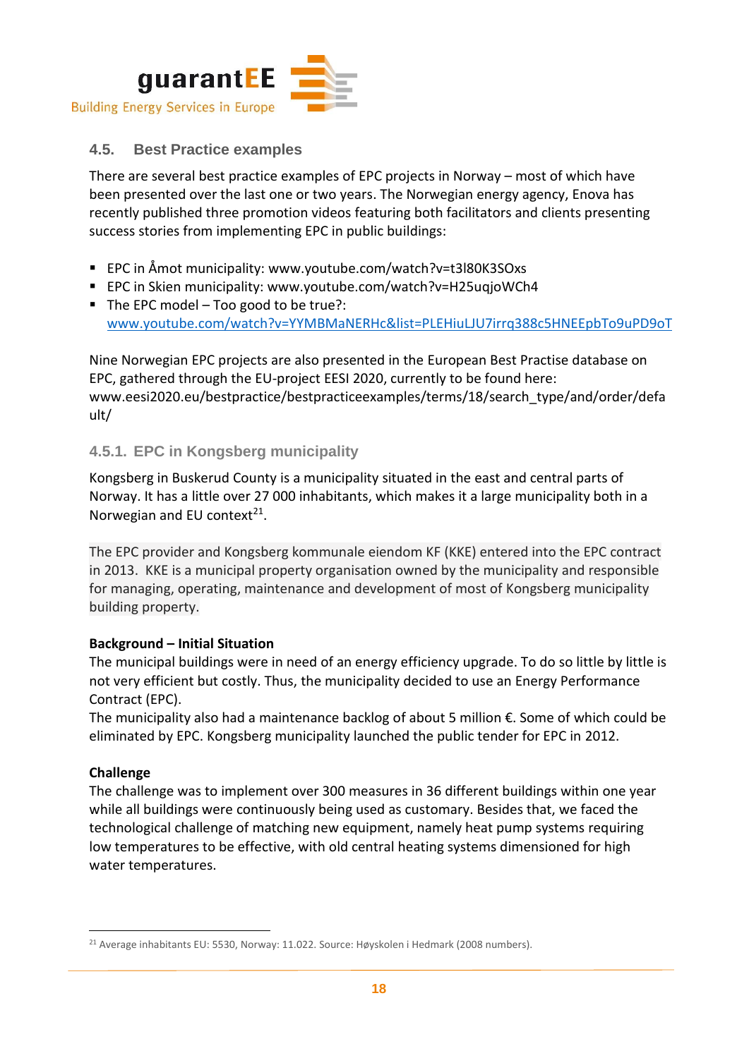### 4.5. Best Practice examples

There are several best practice examples of EPC projects in Norway – most of which have been presented over the last one or two years. The Norwegian energy agency, Enova has recently published three promotion videos featuring both facilitators and clients presenting success stories from implementing EPC in public buildings:

- EPC in Åmot municipality: www.youtube.com/watch?v=t3l80K3SOxs
- EPC in Skien municipality: www.youtube.com/watch?v=H25uqjoWCh4
- The EPC model – Too good to be true?: www.youtube.com/watch?v=YYMBMaNERHc&list=PLEHiuLJU7irrq388c5HNEEpbTo9uPD9oT

Nine Norwegian EPC projects are also presented in the European Best Practise database on EPC, gathered through the EU-project EESI 2020, currently to be found here: www.eesi2020.eu/bestpractice/bestpracticeexamples/terms/18/search_type/and/order/default/

#### 4.5.1. EPC in Kongsberg municipality

Kongsberg in Buskerud County is a municipality situated in the east and central parts of Norway. It has a little over 27 000 inhabitants, which makes it a large municipality both in a Norwegian and EU context[21].

The EPC provider and Kongsberg kommunale eiendom KF (KKE) entered into the EPC contract in 2013. KKE is a municipal property organisation owned by the municipality and responsible for managing, operating, maintenance and development of most of Kongsberg municipality building property.

**Background – Initial Situation**

The municipal buildings were in need of an energy efficiency upgrade. To do so little by little is not very efficient but costly. Thus, the municipality decided to use an Energy Performance Contract (EPC).

The municipality also had a maintenance backlog of about 5 million €. Some of which could be eliminated by EPC. Kongsberg municipality launched the public tender for EPC in 2012.

**Challenge**

The challenge was to implement over 300 measures in 36 different buildings within one year while all buildings were continuously being used as customary. Besides that, we faced the technological challenge of matching new equipment, namely heat pump systems requiring low temperatures to be effective, with old central heating systems dimensioned for high water temperatures.

[21] Average inhabitants EU: 5530, Norway: 11.022. Source: Høyskolen i Hedmark (2008 numbers).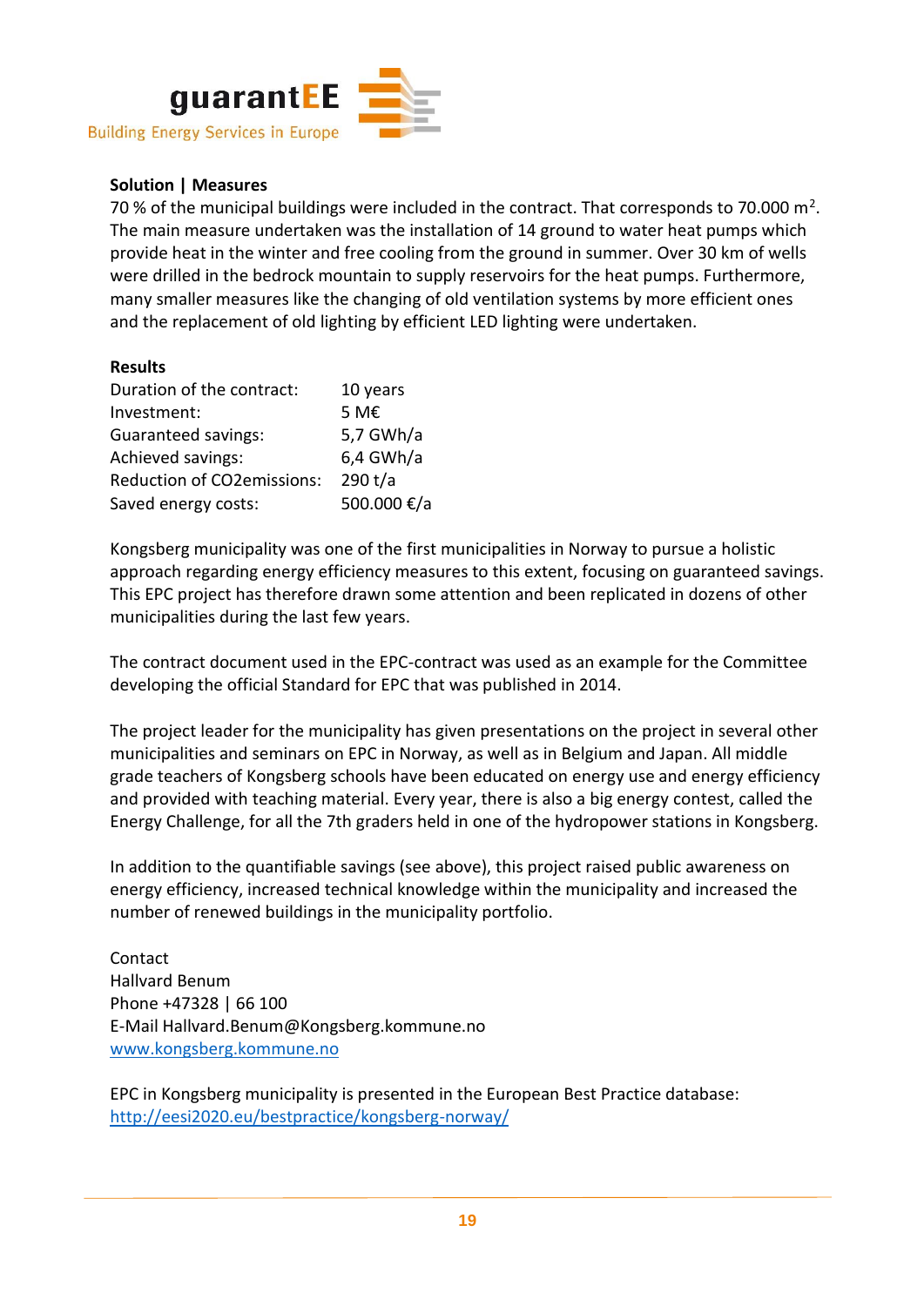**Solution | Measures**

70 % of the municipal buildings were included in the contract. That corresponds to 70.000 $m^2$. The main measure undertaken was the installation of 14 ground to water heat pumps which provide heat in the winter and free cooling from the ground in summer. Over 30 km of wells were drilled in the bedrock mountain to supply reservoirs for the heat pumps. Furthermore, many smaller measures like the changing of old ventilation systems by more efficient ones and the replacement of old lighting by efficient LED lighting were undertaken.

**Results**

| | |
|---|---|
| Duration of the contract: | 10 years |
| Investment: | 5 M€ |
| Guaranteed savings: | 5,7 GWh/a |
| Achieved savings: | 6,4 GWh/a |
| Reduction of CO2emissions: | 290 t/a |
| Saved energy costs: | 500.000 €/a |

Kongsberg municipality was one of the first municipalities in Norway to pursue a holistic approach regarding energy efficiency measures to this extent, focusing on guaranteed savings. This EPC project has therefore drawn some attention and been replicated in dozens of other municipalities during the last few years.

The contract document used in the EPC-contract was used as an example for the Committee developing the official Standard for EPC that was published in 2014.

The project leader for the municipality has given presentations on the project in several other municipalities and seminars on EPC in Norway, as well as in Belgium and Japan. All middle grade teachers of Kongsberg schools have been educated on energy use and energy efficiency and provided with teaching material. Every year, there is also a big energy contest, called the Energy Challenge, for all the 7th graders held in one of the hydropower stations in Kongsberg.

In addition to the quantifiable savings (see above), this project raised public awareness on energy efficiency, increased technical knowledge within the municipality and increased the number of renewed buildings in the municipality portfolio.

Contact
Hallvard Benum
Phone +47328 | 66 100
E-Mail Hallvard.Benum@Kongsberg.kommune.no
www.kongsberg.kommune.no

EPC in Kongsberg municipality is presented in the European Best Practice database:
http://eesi2020.eu/bestpractice/kongsberg-norway/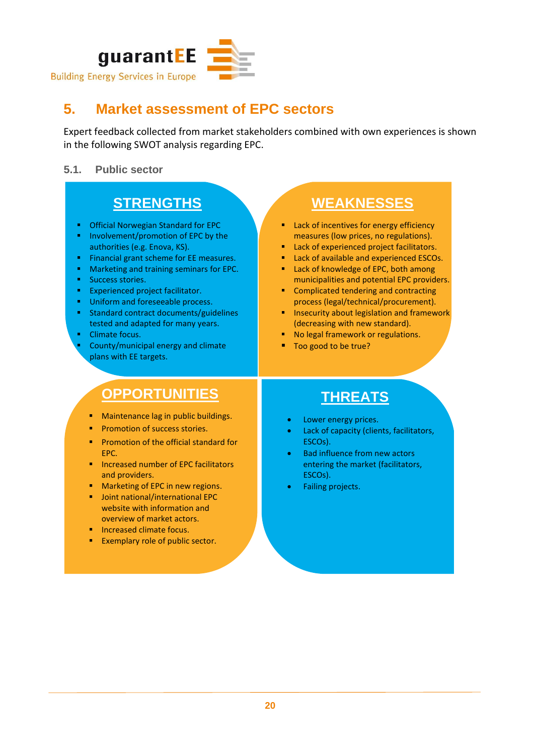# 5. Market assessment of EPC sectors

Expert feedback collected from market stakeholders combined with own experiences is shown in the following SWOT analysis regarding EPC.

## 5.1. Public sector

### STRENGTHS

- Official Norwegian Standard for EPC
- Involvement/promotion of EPC by the authorities (e.g. Enova, KS).
- Financial grant scheme for EE measures.
- Marketing and training seminars for EPC.
- Success stories.
- Experienced project facilitator.
- Uniform and foreseeable process.
- Standard contract documents/guidelines tested and adapted for many years.
- Climate focus.
- County/municipal energy and climate plans with EE targets.

### WEAKNESSES

- Lack of incentives for energy efficiency measures (low prices, no regulations).
- Lack of experienced project facilitators.
- Lack of available and experienced ESCOs.
- Lack of knowledge of EPC, both among municipalities and potential EPC providers.
- Complicated tendering and contracting process (legal/technical/procurement).
- Insecurity about legislation and framework (decreasing with new standard).
- No legal framework or regulations.
- Too good to be true?

### OPPORTUNITIES

- Maintenance lag in public buildings.
- Promotion of success stories.
- Promotion of the official standard for EPC.
- Increased number of EPC facilitators and providers.
- Marketing of EPC in new regions.
- Joint national/international EPC website with information and overview of market actors.
- Increased climate focus.
- Exemplary role of public sector.

### THREATS

- Lower energy prices.
- Lack of capacity (clients, facilitators, ESCOs).
- Bad influence from new actors entering the market (facilitators, ESCOs).
- Failing projects.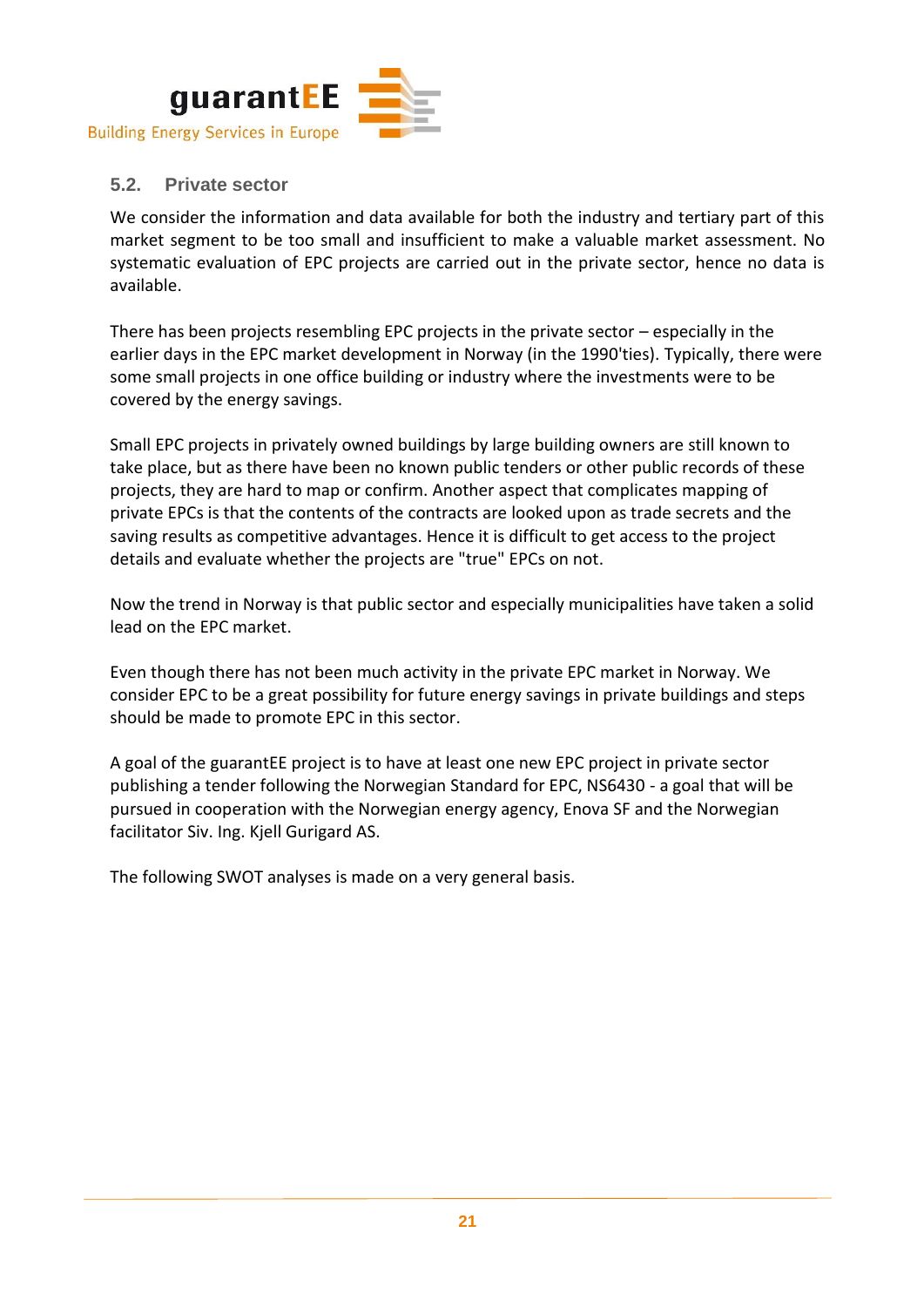## 5.2. Private sector

We consider the information and data available for both the industry and tertiary part of this market segment to be too small and insufficient to make a valuable market assessment. No systematic evaluation of EPC projects are carried out in the private sector, hence no data is available.

There has been projects resembling EPC projects in the private sector – especially in the earlier days in the EPC market development in Norway (in the 1990'ties). Typically, there were some small projects in one office building or industry where the investments were to be covered by the energy savings.

Small EPC projects in privately owned buildings by large building owners are still known to take place, but as there have been no known public tenders or other public records of these projects, they are hard to map or confirm. Another aspect that complicates mapping of private EPCs is that the contents of the contracts are looked upon as trade secrets and the saving results as competitive advantages. Hence it is difficult to get access to the project details and evaluate whether the projects are "true" EPCs on not.

Now the trend in Norway is that public sector and especially municipalities have taken a solid lead on the EPC market.

Even though there has not been much activity in the private EPC market in Norway. We consider EPC to be a great possibility for future energy savings in private buildings and steps should be made to promote EPC in this sector.

A goal of the guarantEE project is to have at least one new EPC project in private sector publishing a tender following the Norwegian Standard for EPC, NS6430 - a goal that will be pursued in cooperation with the Norwegian energy agency, Enova SF and the Norwegian facilitator Siv. Ing. Kjell Gurigard AS.

The following SWOT analyses is made on a very general basis.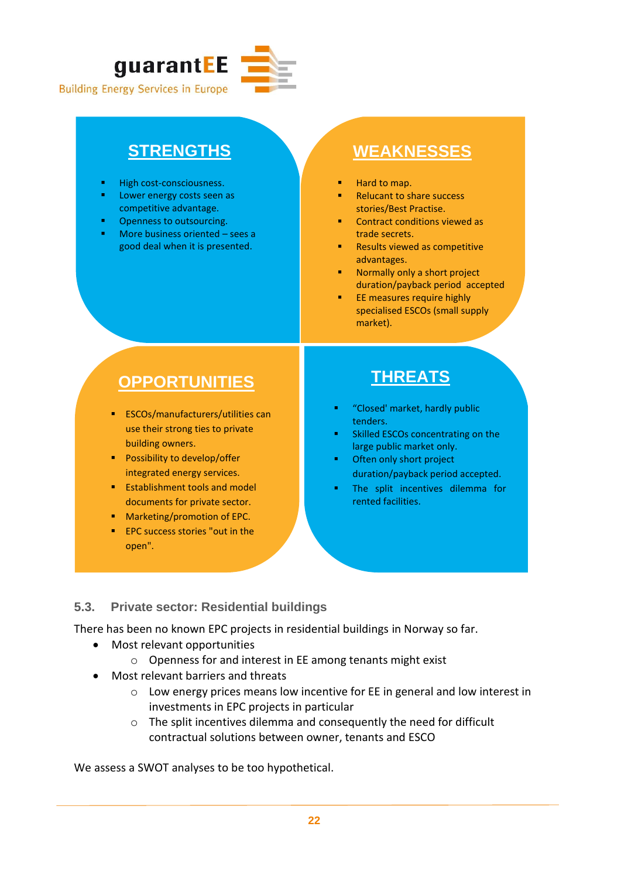## STRENGTHS

- High cost-consciousness.
- Lower energy costs seen as competitive advantage.
- Openness to outsourcing.
- More business oriented – sees a good deal when it is presented.

## WEAKNESSES

- Hard to map.
- Relucant to share success stories/Best Practise.
- Contract conditions viewed as trade secrets.
- Results viewed as competitive advantages.
- Normally only a short project duration/payback period accepted
- EE measures require highly specialised ESCOs (small supply market).

## OPPORTUNITIES

- ESCOs/manufacturers/utilities can use their strong ties to private building owners.
- Possibility to develop/offer integrated energy services.
- Establishment tools and model documents for private sector.
- Marketing/promotion of EPC.
- EPC success stories "out in the open".

## THREATS

- "Closed' market, hardly public tenders.
- Skilled ESCOs concentrating on the large public market only.
- Often only short project duration/payback period accepted.
- The split incentives dilemma for rented facilities.

### 5.3. Private sector: Residential buildings

There has been no known EPC projects in residential buildings in Norway so far.

- Most relevant opportunities
  - Openness for and interest in EE among tenants might exist
- Most relevant barriers and threats
  - Low energy prices means low incentive for EE in general and low interest in investments in EPC projects in particular
  - The split incentives dilemma and consequently the need for difficult contractual solutions between owner, tenants and ESCO

We assess a SWOT analyses to be too hypothetical.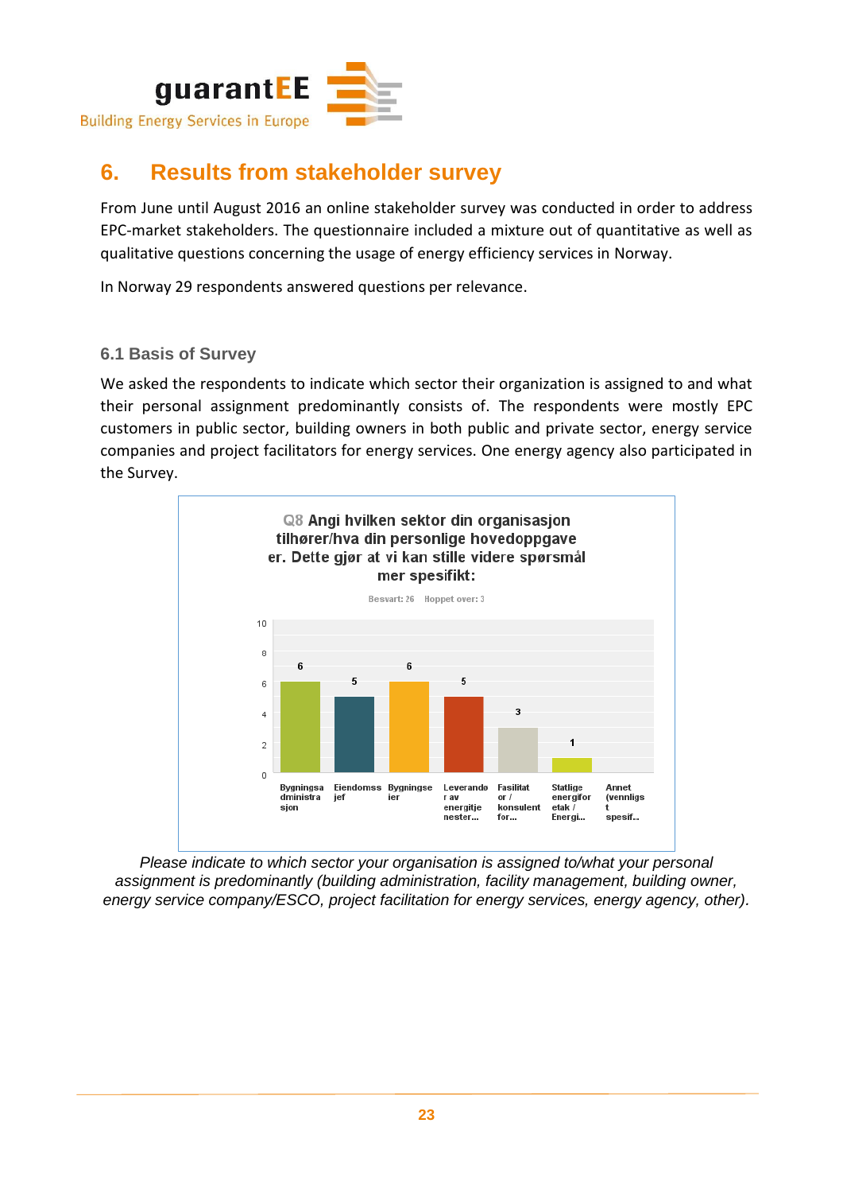# 6. Results from stakeholder survey

From June until August 2016 an online stakeholder survey was conducted in order to address EPC-market stakeholders. The questionnaire included a mixture out of quantitative as well as qualitative questions concerning the usage of energy efficiency services in Norway.

In Norway 29 respondents answered questions per relevance.

## 6.1 Basis of Survey

We asked the respondents to indicate which sector their organization is assigned to and what their personal assignment predominantly consists of. The respondents were mostly EPC customers in public sector, building owners in both public and private sector, energy service companies and project facilitators for energy services. One energy agency also participated in the Survey.

Q8 Angi hvilken sektor din organisasjon tilhører/hva din personlige hovedoppgave er. Dette gjør at vi kan stille videre spørsmål mer spesifikt:

Besvart: 26 Hoppet over: 3

10
8
6
4
2
0

6 5 6 5 3 1

Bygningsadministrasjon
Eiendomssjef
Bygningseier
Leverandør av energitjenester...
Fasilitator / konsulent for...
Statlige energiforetak / Energi...
Annet (vennligst spesif...

*Please indicate to which sector your organisation is assigned to/what your personal assignment is predominantly (building administration, facility management, building owner, energy service company/ESCO, project facilitation for energy services, energy agency, other).*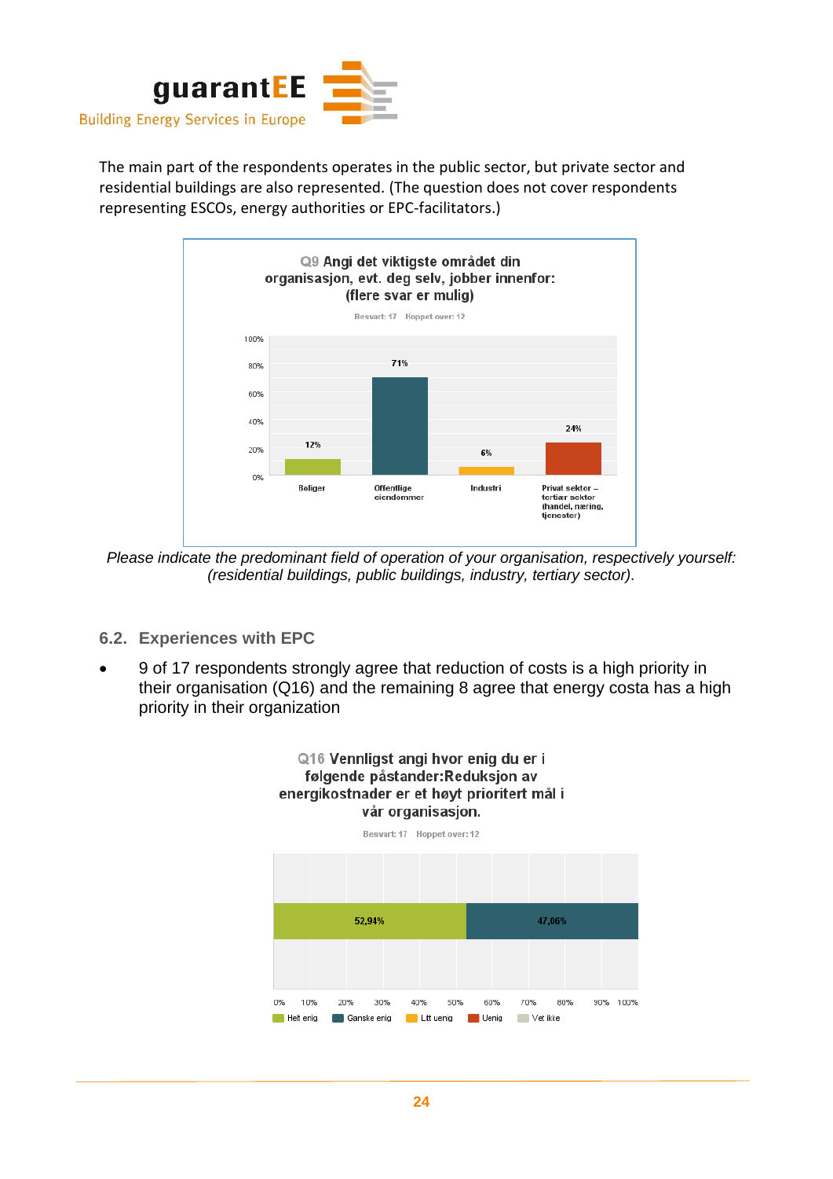The main part of the respondents operates in the public sector, but private sector and residential buildings are also represented. (The question does not cover respondents representing ESCOs, energy authorities or EPC-facilitators.)

Q9 Angi det viktigste området din organisasjon, evt. deg selv, jobber innenfor: (flere svar er mulig)

Besvart: 17 Hoppet over: 12

100%
80%
60%
40%
20%
0%

12%
71%
6%
24%

Boliger
Offentlige eiendommer
Industri
Privat sektor – tertiær sektor (handel, næring, tjenester)

*Please indicate the predominant field of operation of your organisation, respectively yourself: (residential buildings, public buildings, industry, tertiary sector).*

## 6.2. Experiences with EPC

- 9 of 17 respondents strongly agree that reduction of costs is a high priority in their organisation (Q16) and the remaining 8 agree that energy costa has a high priority in their organization

Q16 Vennligst angi hvor enig du er i følgende påstander:Reduksjon av energikostnader er et høyt prioritert mål i vår organisasjon.

Besvart: 17 Hoppet over: 12

52,94%
47,06%

0% 10% 20% 30% 40% 50% 60% 70% 80% 90% 100%

Helt enig
Ganske enig
Litt uenig
Uenig
Vet ikke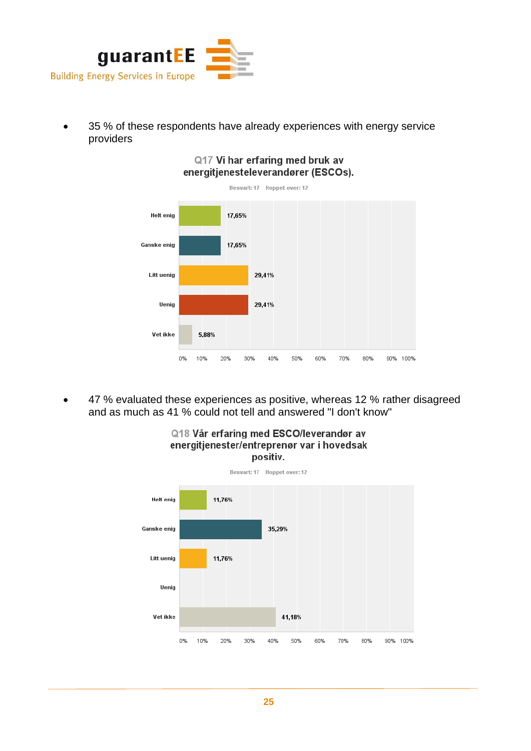- 35 % of these respondents have already experiences with energy service providers

Q17 Vi har erfaring med bruk av energitjenesteleverandører (ESCOs).

Besvart: 17 Hoppet over: 12

Helt enig 17,65%
Ganske enig 17,65%
Litt uenig 29,41%
Uenig 29,41%
Vet ikke 5,88%

0% 10% 20% 30% 40% 50% 60% 70% 80% 90% 100%

- 47 % evaluated these experiences as positive, whereas 12 % rather disagreed and as much as 41 % could not tell and answered "I don't know"

Q18 Vår erfaring med ESCO/leverandør av energitjenester/entreprenør var i hovedsak positiv.

Besvart: 17 Hoppet over: 12

Helt enig 11,76%
Ganske enig 35,29%
Litt uenig 11,76%
Uenig
Vet ikke 41,18%

0% 10% 20% 30% 40% 50% 60% 70% 80% 90% 100%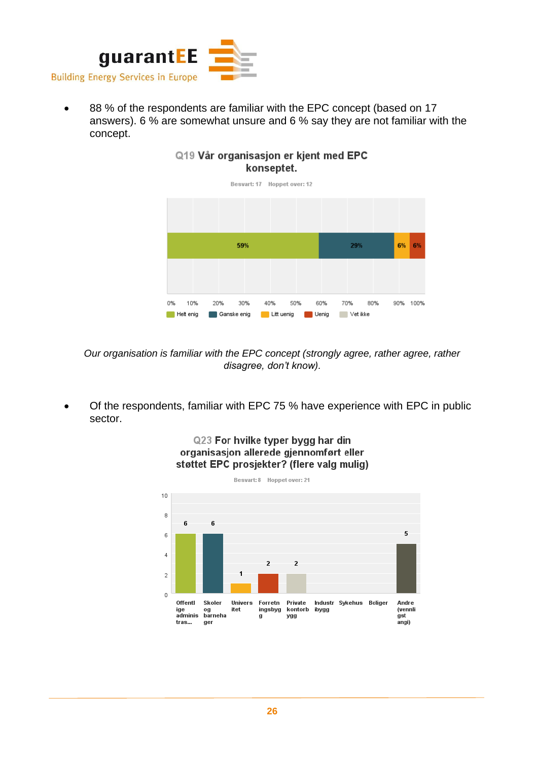- 88 % of the respondents are familiar with the EPC concept (based on 17 answers). 6 % are somewhat unsure and 6 % say they are not familiar with the concept.

Q19 Vår organisasjon er kjent med EPC konseptet.

Besvart: 17 Hoppet over: 12

59%
29%
6%
6%

0% 10% 20% 30% 40% 50% 60% 70% 80% 90% 100%

Helt enig
Ganske enig
Litt uenig
Uenig
Vet ikke

*Our organisation is familiar with the EPC concept (strongly agree, rather agree, rather disagree, don't know).*

- Of the respondents, familiar with EPC 75 % have experience with EPC in public sector.

Q23 For hvilke typer bygg har din organisasjon allerede gjennomført eller støttet EPC prosjekter? (flere valg mulig)

Besvart: 8 Hoppet over: 21

0
2
4
6
8
10

6
6
1
2
2
5

Offentlige administras...
Skoler og barnehager
Universitet
Forretningsbygg
Private kontorbygg
Industribygg
Sykehus
Boliger
Andre (vennligst angi)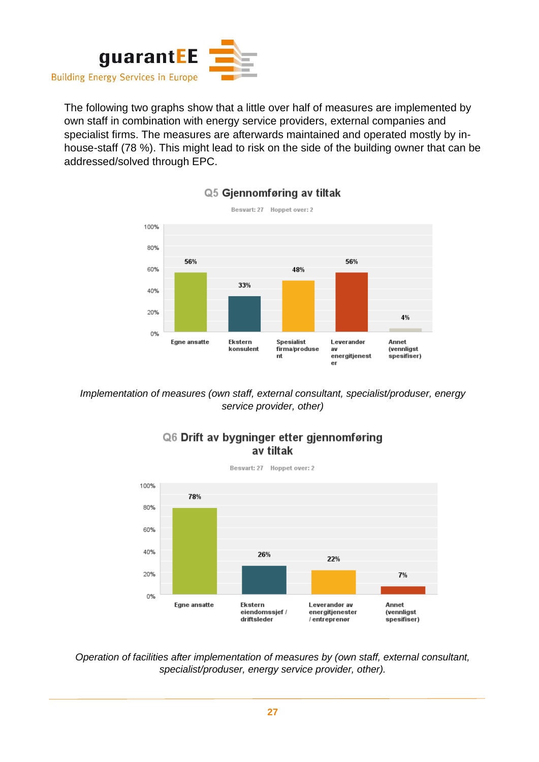The following two graphs show that a little over half of measures are implemented by own staff in combination with energy service providers, external companies and specialist firms. The measures are afterwards maintained and operated mostly by in-house-staff (78 %). This might lead to risk on the side of the building owner that can be addressed/solved through EPC.

Q5 Gjennomføring av tiltak

Besvart: 27 Hoppet over: 2

100%
80%
60%
40%
20%
0%

56%
33%
48%
56%
4%

Egne ansatte
Ekstern konsulent
Spesialist firma/produsent
Leverandør av energitjenester
Annet (vennligst spesifiser)

*Implementation of measures (own staff, external consultant, specialist/produser, energy service provider, other)*

Q6 Drift av bygninger etter gjennomføring av tiltak

Besvart: 27 Hoppet over: 2

100%
80%
60%
40%
20%
0%

78%
26%
22%
7%

Egne ansatte
Ekstern eiendomssjef / driftsleder
Leverandør av energitjenester / entreprenør
Annet (vennligst spesifiser)

*Operation of facilities after implementation of measures by (own staff, external consultant, specialist/produser, energy service provider, other).*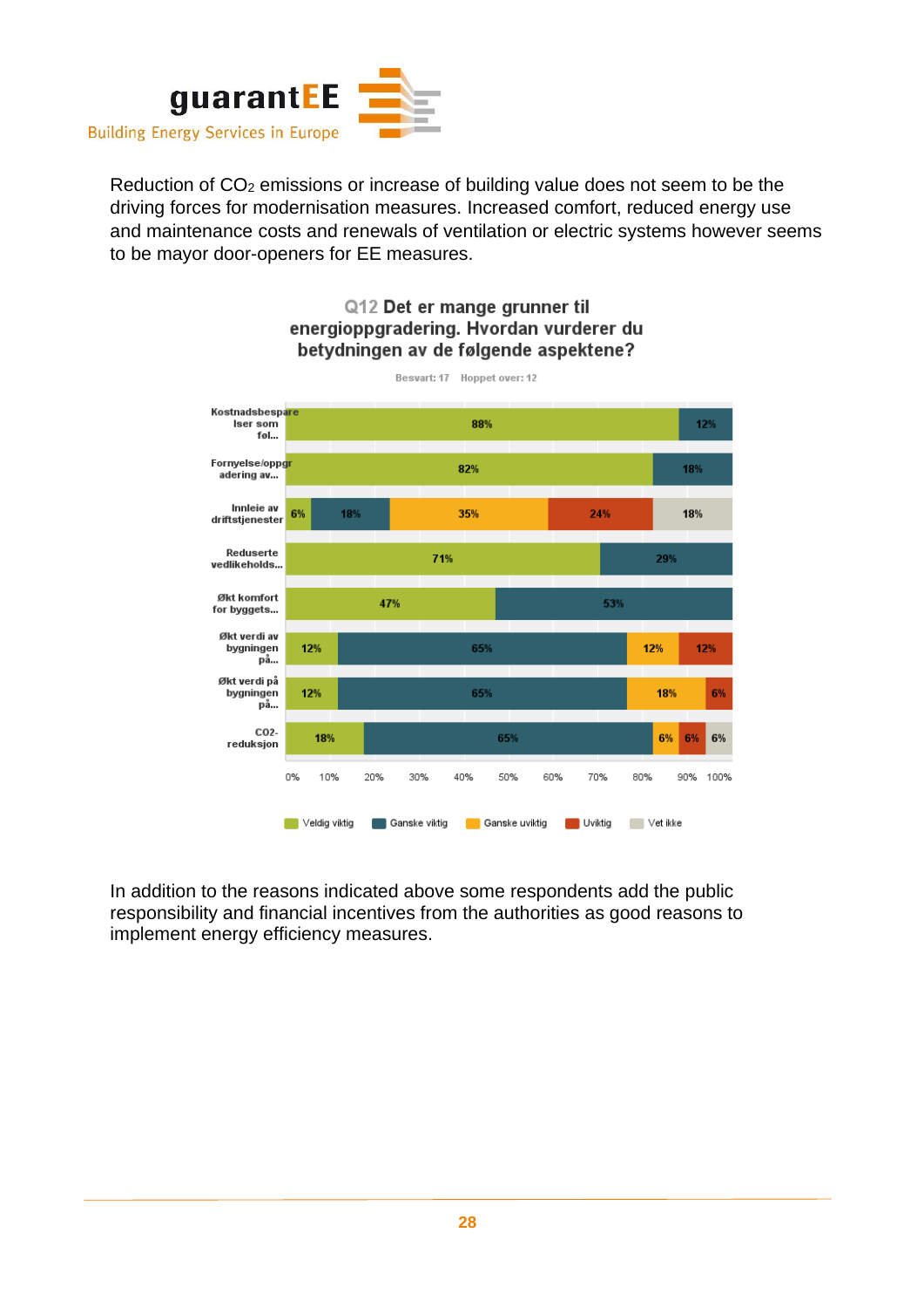Reduction of $CO_2$ emissions or increase of building value does not seem to be the driving forces for modernisation measures. Increased comfort, reduced energy use and maintenance costs and renewals of ventilation or electric systems however seems to be mayor door-openers for EE measures.

Q12 Det er mange grunner til energioppgradering. Hvordan vurderer du betydningen av de følgende aspektene?

Besvart: 17 Hoppet over: 12

Kostnadsbesparelser som føl...
88%
12%

Fornyelse/oppgradering av...
82%
18%

Innleie av driftstjenester
6%
18%
35%
24%
18%

Reduserte vedlikeholds...
71%
29%

Økt komfort for byggets...
47%
53%

Økt verdi av bygningen på...
12%
65%
12%
12%

Økt verdi på bygningen på...
12%
65%
18%
6%

CO2-reduksjon
18%
65%
6%
6%
6%

0% 10% 20% 30% 40% 50% 60% 70% 80% 90% 100%

Veldig viktig
Ganske viktig
Ganske uviktig
Uviktig
Vet ikke

In addition to the reasons indicated above some respondents add the public responsibility and financial incentives from the authorities as good reasons to implement energy efficiency measures.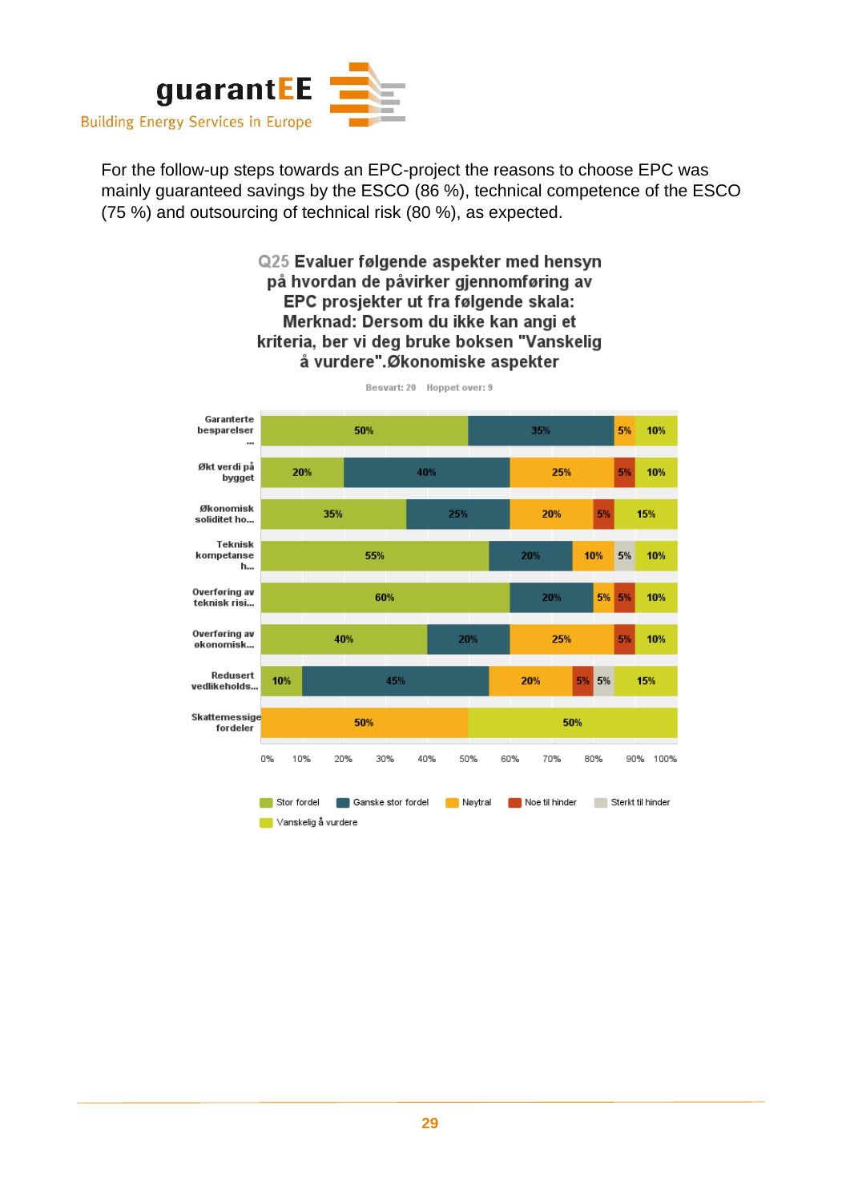For the follow-up steps towards an EPC-project the reasons to choose EPC was mainly guaranteed savings by the ESCO (86 %), technical competence of the ESCO (75 %) and outsourcing of technical risk (80 %), as expected.

Q25 Evaluer følgende aspekter med hensyn på hvordan de påvirker gjennomføring av EPC prosjekter ut fra følgende skala: Merknad: Dersom du ikke kan angi et kriteria, ber vi deg bruke boksen "Vanskelig å vurdere".Økonomiske aspekter

Besvart: 20 Hoppet over: 9

Garanterte besparelser ...: 50% 35% 5% 10%

Økt verdi på bygget: 20% 40% 25% 5% 10%

Økonomisk soliditet ho...: 35% 25% 20% 5% 15%

Teknisk kompetanse h...: 55% 20% 10% 5% 10%

Overføring av teknisk risi...: 60% 20% 5% 5% 10%

Overføring av økonomisk...: 40% 20% 25% 5% 10%

Redusert vedlikeholds...: 10% 45% 20% 5% 5% 15%

Skattemessige fordeler: 50% 50%

0% 10% 20% 30% 40% 50% 60% 70% 80% 90% 100%

Stor fordel, Ganske stor fordel, Nøytral, Noe til hinder, Sterkt til hinder, Vanskelig å vurdere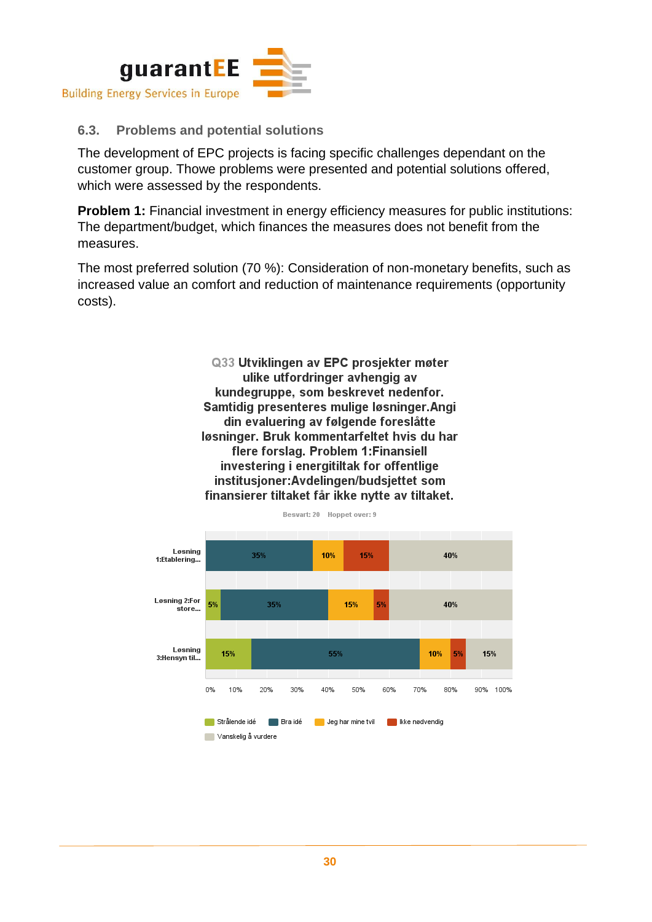### 6.3. Problems and potential solutions

The development of EPC projects is facing specific challenges dependant on the customer group. Thowe problems were presented and potential solutions offered, which were assessed by the respondents.

**Problem 1:** Financial investment in energy efficiency measures for public institutions: The department/budget, which finances the measures does not benefit from the measures.

The most preferred solution (70 %): Consideration of non-monetary benefits, such as increased value an comfort and reduction of maintenance requirements (opportunity costs).

Q33 Utviklingen av EPC prosjekter møter ulike utfordringer avhengig av kundegruppe, som beskrevet nedenfor. Samtidig presenteres mulige løsninger.Angi din evaluering av følgende foreslåtte løsninger. Bruk kommentarfeltet hvis du har flere forslag. Problem 1:Finansiell investering i energitiltak for offentlige institusjoner:Avdelingen/budsjettet som finansierer tiltaket får ikke nytte av tiltaket.

Besvart: 20 Hoppet over: 9

Løsning 1:Etablering... 35% 10% 15% 40%

Løsning 2:For store... 5% 35% 15% 5% 40%

Løsning 3:Hensyn til... 15% 55% 10% 5% 15%

0% 10% 20% 30% 40% 50% 60% 70% 80% 90% 100%

Strålende idé | Bra idé | Jeg har mine tvil | Ikke nødvendig | Vanskelig å vurdere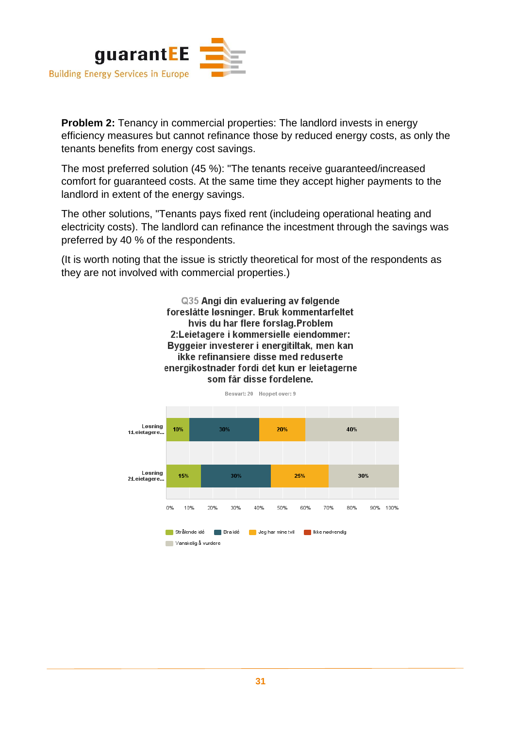**Problem 2:** Tenancy in commercial properties: The landlord invests in energy efficiency measures but cannot refinance those by reduced energy costs, as only the tenants benefits from energy cost savings.

The most preferred solution (45 %): "The tenants receive guaranteed/increased comfort for guaranteed costs. At the same time they accept higher payments to the landlord in extent of the energy savings.

The other solutions, "Tenants pays fixed rent (includeing operational heating and electricity costs). The landlord can refinance the incestment through the savings was preferred by 40 % of the respondents.

(It is worth noting that the issue is strictly theoretical for most of the respondents as they are not involved with commercial properties.)

Q35 Angi din evaluering av følgende foreslåtte løsninger. Bruk kommentarfeltet hvis du har flere forslag.Problem 2:Leietagere i kommersielle eiendommer: Byggeier investerer i energitiltak, men kan ikke refinansiere disse med reduserte energikostnader fordi det kun er leietagerne som får disse fordelene.

Besvart: 20 Hoppet over: 9

Løsning 1:Leietagere...
10%
30%
20%
40%

Løsning 2:Leietagere...
15%
30%
25%
30%

0% 10% 20% 30% 40% 50% 60% 70% 80% 90% 100%

Strålende idé
Bra idé
Jeg har mine tvil
Ikke nødvendig
Vanskelig å vurdere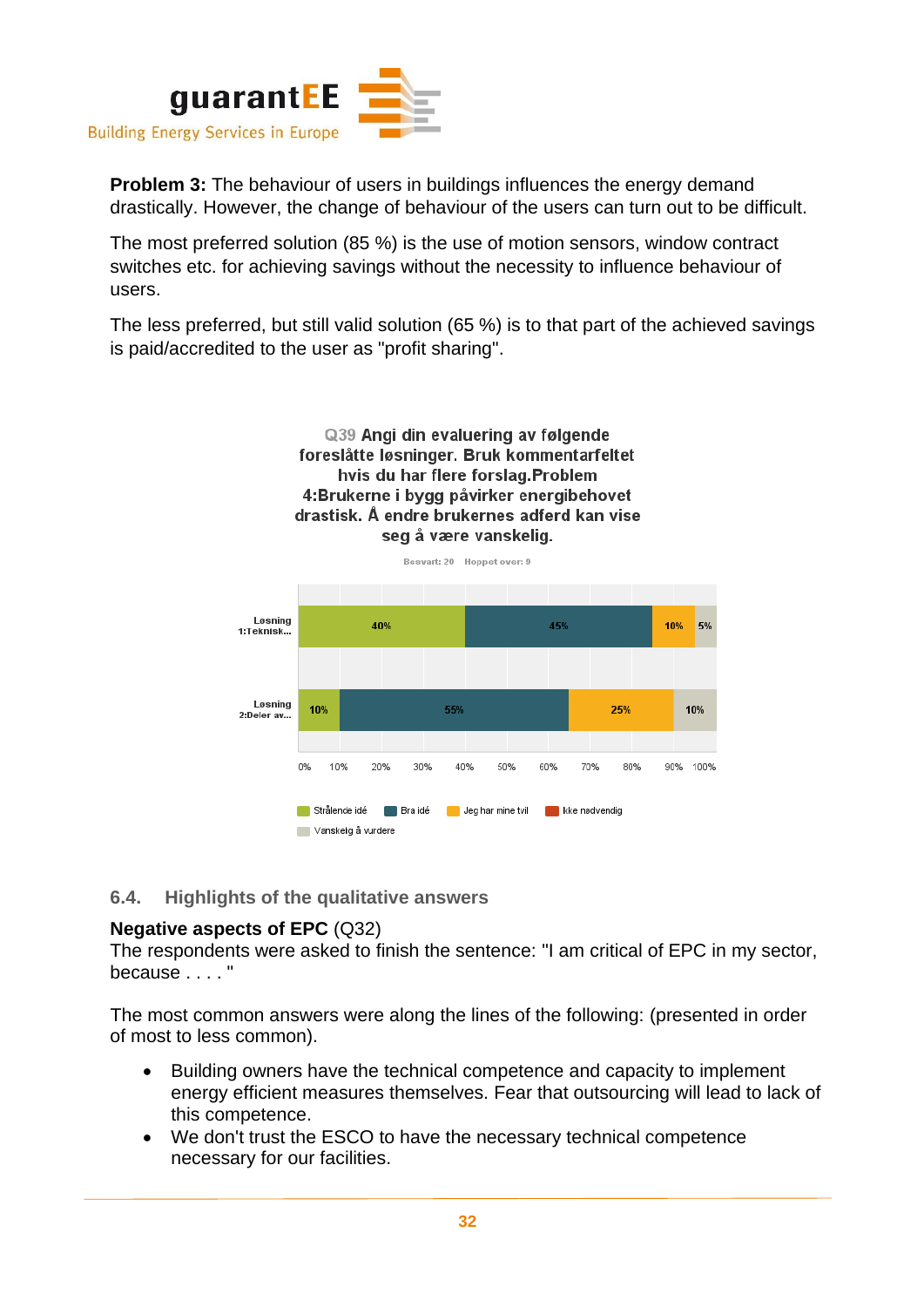**Problem 3:** The behaviour of users in buildings influences the energy demand drastically. However, the change of behaviour of the users can turn out to be difficult.

The most preferred solution (85 %) is the use of motion sensors, window contract switches etc. for achieving savings without the necessity to influence behaviour of users.

The less preferred, but still valid solution (65 %) is to that part of the achieved savings is paid/accredited to the user as "profit sharing".

Q39 Angi din evaluering av følgende foreslåtte løsninger. Bruk kommentarfeltet hvis du har flere forslag.Problem 4:Brukerne i bygg påvirker energibehovet drastisk. Å endre brukernes adferd kan vise seg å være vanskelig.

Besvart: 20 Hoppet over: 9

Løsning 1:Teknisk...
40%
45%
10%
5%

Løsning 2:Deler av...
10%
55%
25%
10%

0% 10% 20% 30% 40% 50% 60% 70% 80% 90% 100%

Strålende idé
Bra idé
Jeg har mine tvil
Ikke nødvendig
Vanskelig å vurdere

## 6.4. Highlights of the qualitative answers

**Negative aspects of EPC** (Q32)
The respondents were asked to finish the sentence: "I am critical of EPC in my sector, because . . . . "

The most common answers were along the lines of the following: (presented in order of most to less common).

- Building owners have the technical competence and capacity to implement energy efficient measures themselves. Fear that outsourcing will lead to lack of this competence.
- We don't trust the ESCO to have the necessary technical competence necessary for our facilities.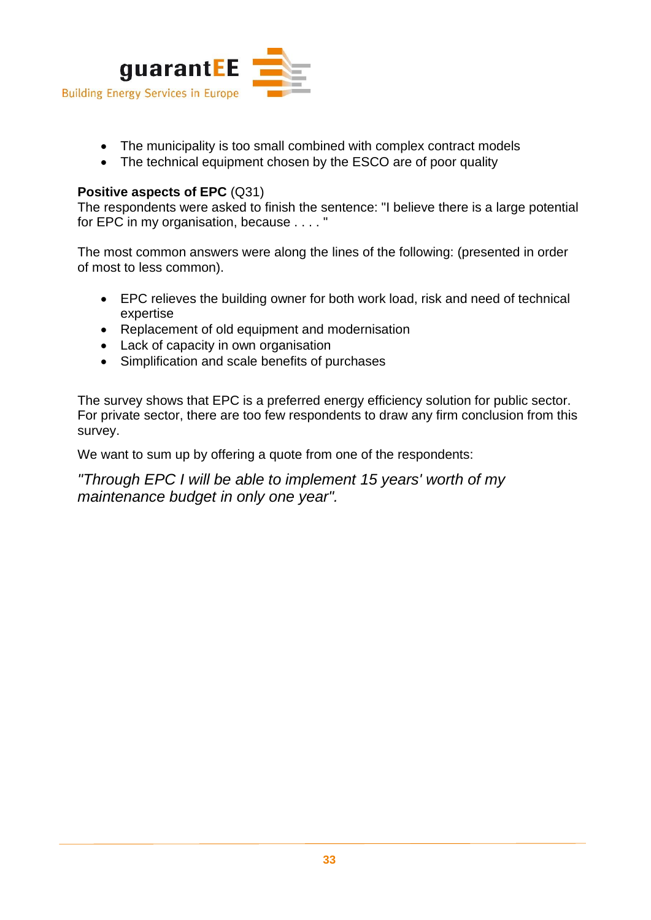- The municipality is too small combined with complex contract models
- The technical equipment chosen by the ESCO are of poor quality

**Positive aspects of EPC** (Q31)
The respondents were asked to finish the sentence: "I believe there is a large potential for EPC in my organisation, because . . . . "

The most common answers were along the lines of the following: (presented in order of most to less common).

- EPC relieves the building owner for both work load, risk and need of technical expertise
- Replacement of old equipment and modernisation
- Lack of capacity in own organisation
- Simplification and scale benefits of purchases

The survey shows that EPC is a preferred energy efficiency solution for public sector. For private sector, there are too few respondents to draw any firm conclusion from this survey.

We want to sum up by offering a quote from one of the respondents:

*"Through EPC I will be able to implement 15 years' worth of my maintenance budget in only one year".*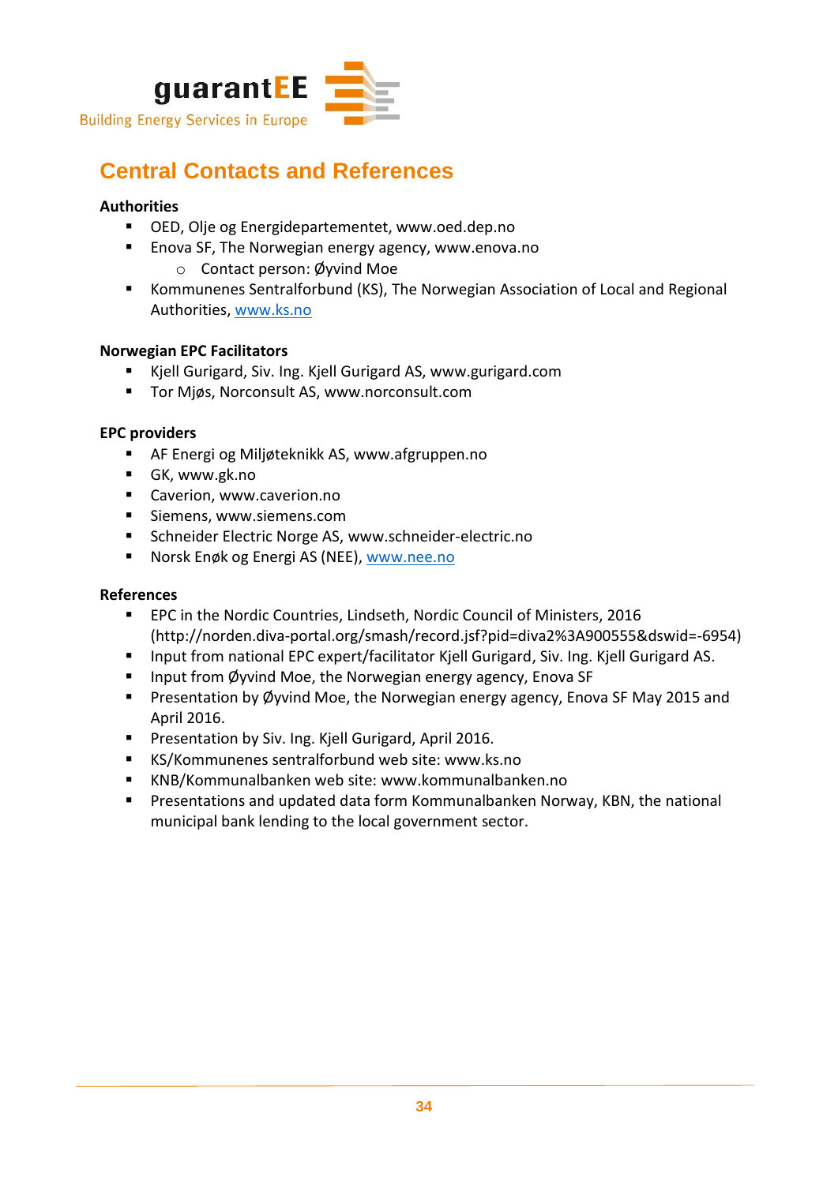# Central Contacts and References

**Authorities**

- OED, Olje og Energidepartementet, www.oed.dep.no
- Enova SF, The Norwegian energy agency, www.enova.no
    - Contact person: Øyvind Moe
- Kommunenes Sentralforbund (KS), The Norwegian Association of Local and Regional Authorities, www.ks.no

**Norwegian EPC Facilitators**

- Kjell Gurigard, Siv. Ing. Kjell Gurigard AS, www.gurigard.com
- Tor Mjøs, Norconsult AS, www.norconsult.com

**EPC providers**

- AF Energi og Miljøteknikk AS, www.afgruppen.no
- GK, www.gk.no
- Caverion, www.caverion.no
- Siemens, www.siemens.com
- Schneider Electric Norge AS, www.schneider-electric.no
- Norsk Enøk og Energi AS (NEE), www.nee.no

**References**

- EPC in the Nordic Countries, Lindseth, Nordic Council of Ministers, 2016 (http://norden.diva-portal.org/smash/record.jsf?pid=diva2%3A900555&dswid=-6954)
- Input from national EPC expert/facilitator Kjell Gurigard, Siv. Ing. Kjell Gurigard AS.
- Input from Øyvind Moe, the Norwegian energy agency, Enova SF
- Presentation by Øyvind Moe, the Norwegian energy agency, Enova SF May 2015 and April 2016.
- Presentation by Siv. Ing. Kjell Gurigard, April 2016.
- KS/Kommunenes sentralforbund web site: www.ks.no
- KNB/Kommunalbanken web site: www.kommunalbanken.no
- Presentations and updated data form Kommunalbanken Norway, KBN, the national municipal bank lending to the local government sector.